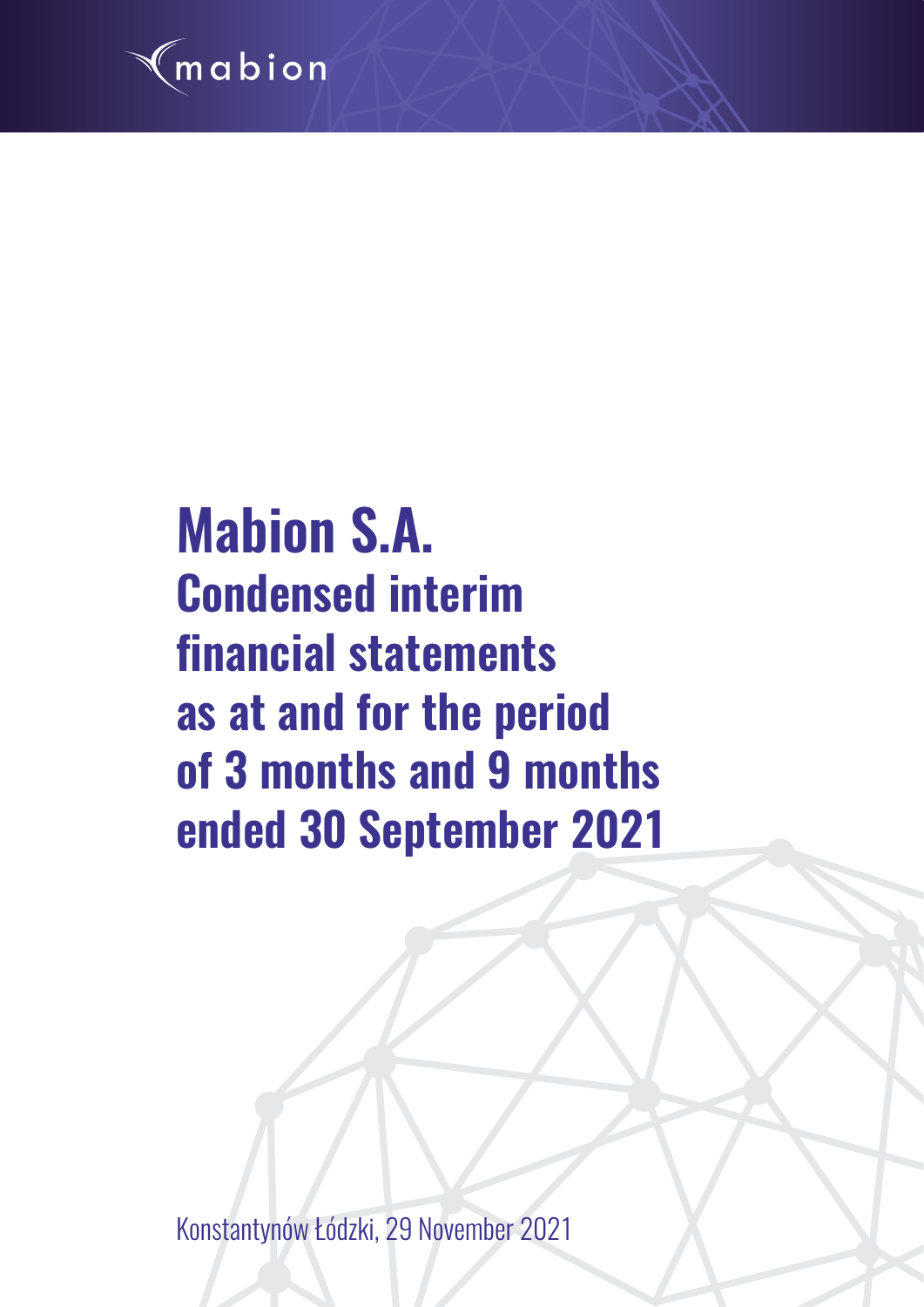mabion

# Mabion S.A.

## Condensed interim financial statements as at and for the period of 3 months and 9 months ended 30 September 2021

Konstantynów Łódzki, 29 November 2021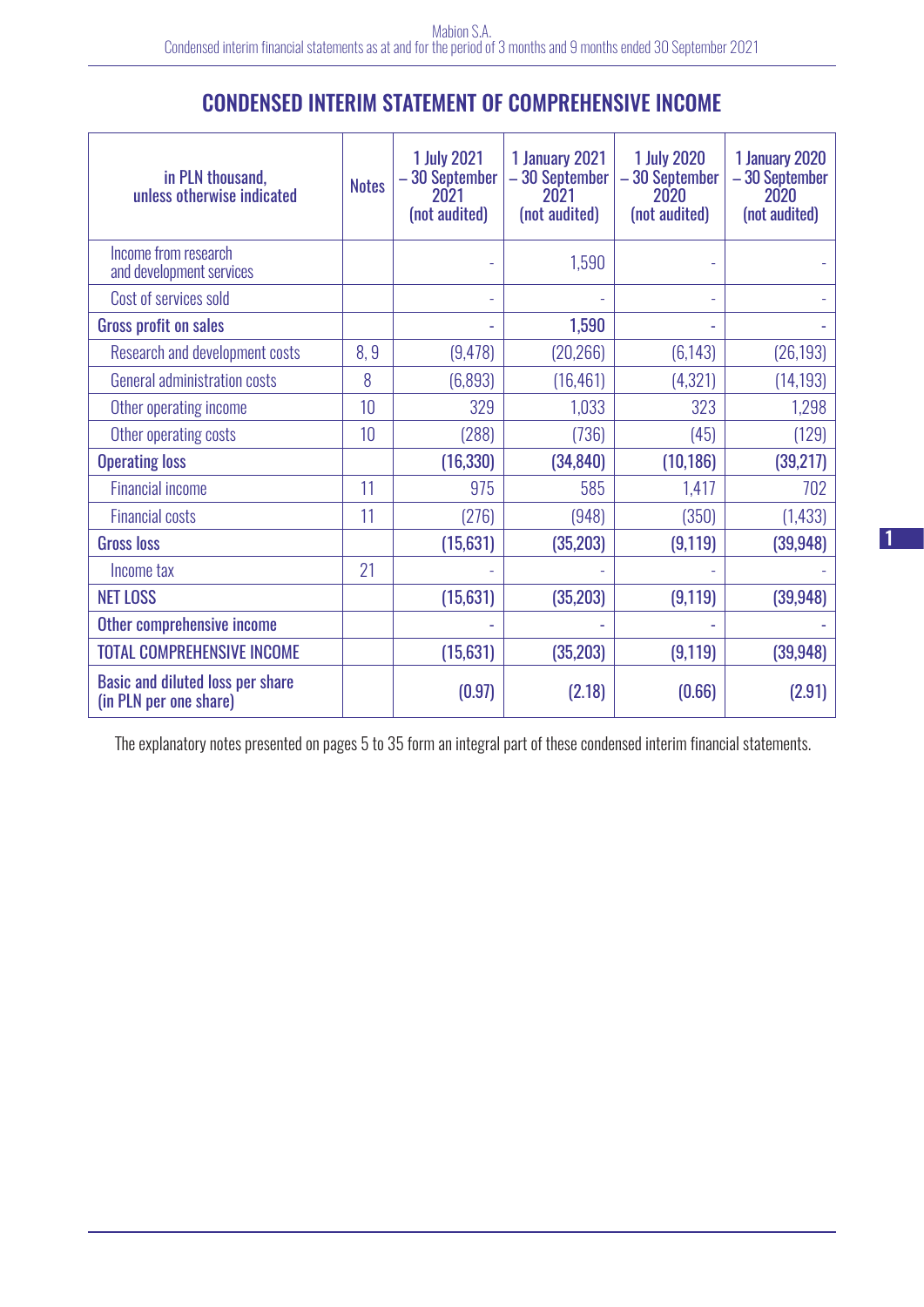## CONDENSED INTERIM STATEMENT OF COMPREHENSIVE INCOME

| in PLN thousand, unless otherwise indicated | Notes | 1 July 2021 – 30 September 2021 (not audited) | 1 January 2021 – 30 September 2021 (not audited) | 1 July 2020 – 30 September 2020 (not audited) | 1 January 2020 – 30 September 2020 (not audited) |
|---|---|---|---|---|---|
| Income from research and development services | | - | 1,590 | - | - |
| Cost of services sold | | - | - | - | - |
| **Gross profit on sales** | | **-** | **1,590** | **-** | **-** |
| Research and development costs | 8, 9 | (9,478) | (20,266) | (6,143) | (26,193) |
| General administration costs | 8 | (6,893) | (16,461) | (4,321) | (14,193) |
| Other operating income | 10 | 329 | 1,033 | 323 | 1,298 |
| Other operating costs | 10 | (288) | (736) | (45) | (129) |
| **Operating loss** | | **(16,330)** | **(34,840)** | **(10,186)** | **(39,217)** |
| Financial income | 11 | 975 | 585 | 1,417 | 702 |
| Financial costs | 11 | (276) | (948) | (350) | (1,433) |
| **Gross loss** | | **(15,631)** | **(35,203)** | **(9,119)** | **(39,948)** |
| Income tax | 21 | - | - | - | - |
| **NET LOSS** | | **(15,631)** | **(35,203)** | **(9,119)** | **(39,948)** |
| **Other comprehensive income** | | **-** | **-** | **-** | **-** |
| **TOTAL COMPREHENSIVE INCOME** | | **(15,631)** | **(35,203)** | **(9,119)** | **(39,948)** |
| **Basic and diluted loss per share (in PLN per one share)** | | **(0.97)** | **(2.18)** | **(0.66)** | **(2.91)** |

The explanatory notes presented on pages 5 to 35 form an integral part of these condensed interim financial statements.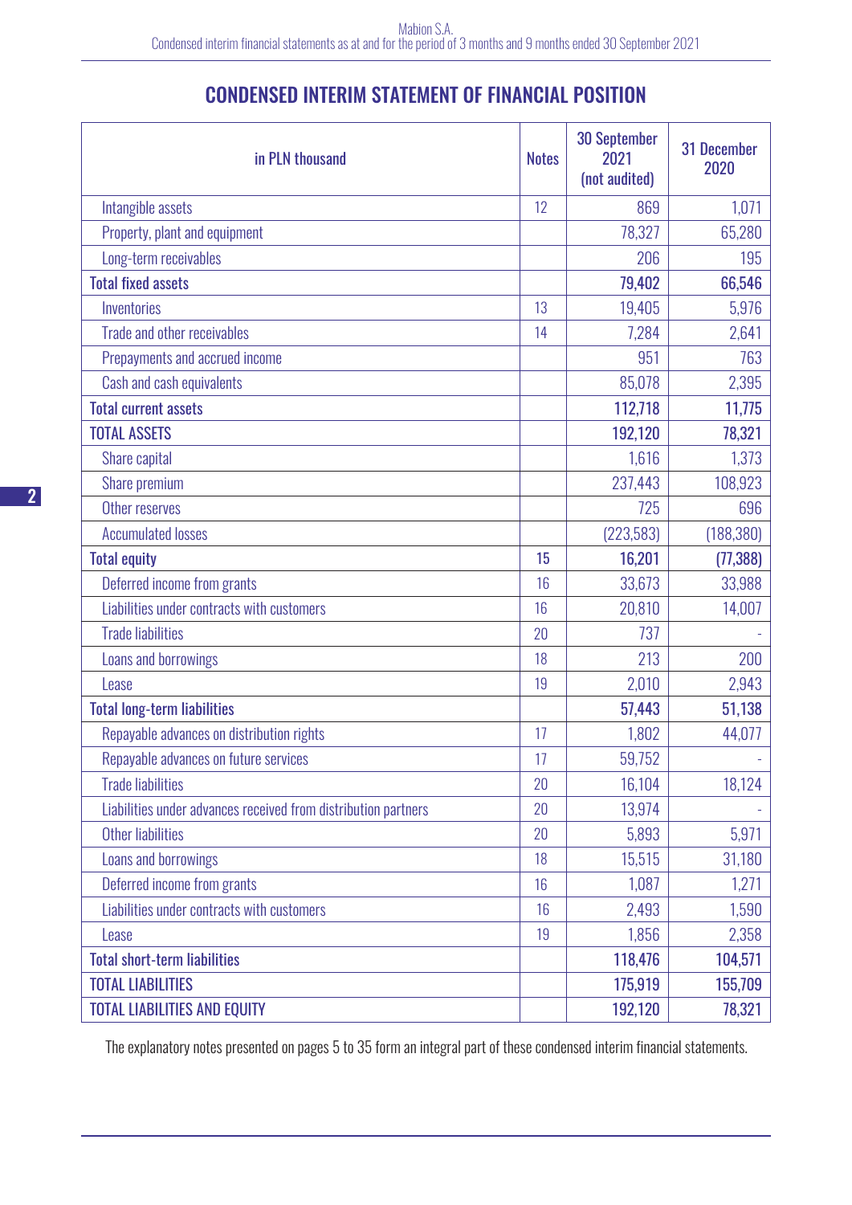## CONDENSED INTERIM STATEMENT OF FINANCIAL POSITION

| in PLN thousand | Notes | 30 September 2021 (not audited) | 31 December 2020 |
|---|---|---|---|
| Intangible assets | 12 | 869 | 1,071 |
| Property, plant and equipment | | 78,327 | 65,280 |
| Long-term receivables | | 206 | 195 |
| **Total fixed assets** | | **79,402** | **66,546** |
| Inventories | 13 | 19,405 | 5,976 |
| Trade and other receivables | 14 | 7,284 | 2,641 |
| Prepayments and accrued income | | 951 | 763 |
| Cash and cash equivalents | | 85,078 | 2,395 |
| **Total current assets** | | **112,718** | **11,775** |
| **TOTAL ASSETS** | | **192,120** | **78,321** |
| Share capital | | 1,616 | 1,373 |
| Share premium | | 237,443 | 108,923 |
| Other reserves | | 725 | 696 |
| Accumulated losses | | (223,583) | (188,380) |
| **Total equity** | **15** | **16,201** | **(77,388)** |
| Deferred income from grants | 16 | 33,673 | 33,988 |
| Liabilities under contracts with customers | 16 | 20,810 | 14,007 |
| Trade liabilities | 20 | 737 | - |
| Loans and borrowings | 18 | 213 | 200 |
| Lease | 19 | 2,010 | 2,943 |
| **Total long-term liabilities** | | **57,443** | **51,138** |
| Repayable advances on distribution rights | 17 | 1,802 | 44,077 |
| Repayable advances on future services | 17 | 59,752 | - |
| Trade liabilities | 20 | 16,104 | 18,124 |
| Liabilities under advances received from distribution partners | 20 | 13,974 | - |
| Other liabilities | 20 | 5,893 | 5,971 |
| Loans and borrowings | 18 | 15,515 | 31,180 |
| Deferred income from grants | 16 | 1,087 | 1,271 |
| Liabilities under contracts with customers | 16 | 2,493 | 1,590 |
| Lease | 19 | 1,856 | 2,358 |
| **Total short-term liabilities** | | **118,476** | **104,571** |
| **TOTAL LIABILITIES** | | **175,919** | **155,709** |
| **TOTAL LIABILITIES AND EQUITY** | | **192,120** | **78,321** |

The explanatory notes presented on pages 5 to 35 form an integral part of these condensed interim financial statements.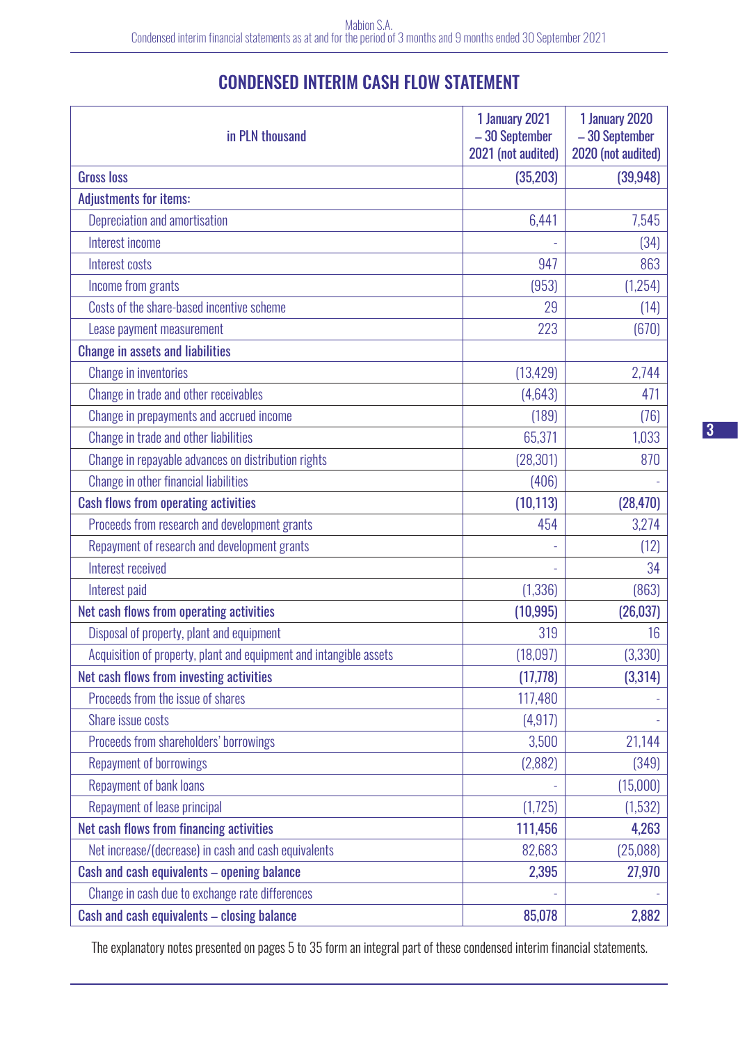## CONDENSED INTERIM CASH FLOW STATEMENT

| in PLN thousand | 1 January 2021 – 30 September 2021 (not audited) | 1 January 2020 – 30 September 2020 (not audited) |
|---|---|---|
| **Gross loss** | **(35,203)** | **(39,948)** |
| **Adjustments for items:** | | |
| Depreciation and amortisation | 6,441 | 7,545 |
| Interest income | - | (34) |
| Interest costs | 947 | 863 |
| Income from grants | (953) | (1,254) |
| Costs of the share-based incentive scheme | 29 | (14) |
| Lease payment measurement | 223 | (670) |
| **Change in assets and liabilities** | | |
| Change in inventories | (13,429) | 2,744 |
| Change in trade and other receivables | (4,643) | 471 |
| Change in prepayments and accrued income | (189) | (76) |
| Change in trade and other liabilities | 65,371 | 1,033 |
| Change in repayable advances on distribution rights | (28,301) | 870 |
| Change in other financial liabilities | (406) | - |
| **Cash flows from operating activities** | **(10,113)** | **(28,470)** |
| Proceeds from research and development grants | 454 | 3,274 |
| Repayment of research and development grants | - | (12) |
| Interest received | - | 34 |
| Interest paid | (1,336) | (863) |
| **Net cash flows from operating activities** | **(10,995)** | **(26,037)** |
| Disposal of property, plant and equipment | 319 | 16 |
| Acquisition of property, plant and equipment and intangible assets | (18,097) | (3,330) |
| **Net cash flows from investing activities** | **(17,778)** | **(3,314)** |
| Proceeds from the issue of shares | 117,480 | - |
| Share issue costs | (4,917) | - |
| Proceeds from shareholders' borrowings | 3,500 | 21,144 |
| Repayment of borrowings | (2,882) | (349) |
| Repayment of bank loans | - | (15,000) |
| Repayment of lease principal | (1,725) | (1,532) |
| **Net cash flows from financing activities** | **111,456** | **4,263** |
| Net increase/(decrease) in cash and cash equivalents | 82,683 | (25,088) |
| **Cash and cash equivalents – opening balance** | **2,395** | **27,970** |
| Change in cash due to exchange rate differences | - | - |
| **Cash and cash equivalents – closing balance** | **85,078** | **2,882** |

The explanatory notes presented on pages 5 to 35 form an integral part of these condensed interim financial statements.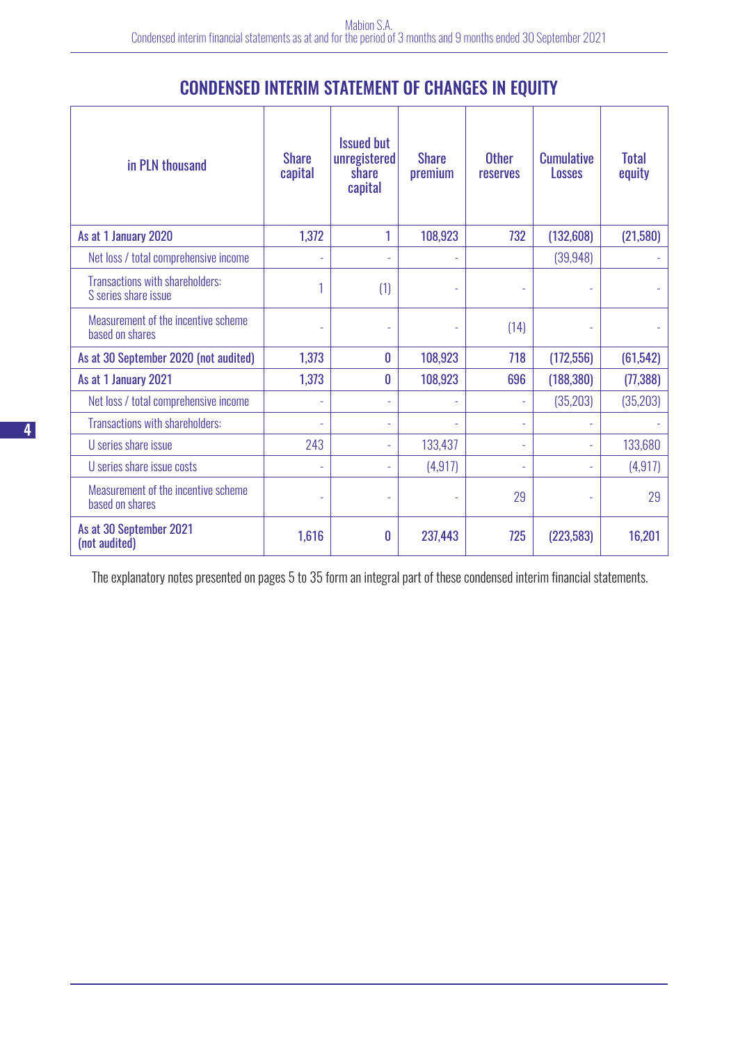## CONDENSED INTERIM STATEMENT OF CHANGES IN EQUITY

| in PLN thousand | Share capital | Issued but unregistered share capital | Share premium | Other reserves | Cumulative Losses | Total equity |
|---|---|---|---|---|---|---|
| **As at 1 January 2020** | 1,372 | 1 | 108,923 | 732 | (132,608) | (21,580) |
| Net loss / total comprehensive income | - | - | - | | (39,948) | - |
| Transactions with shareholders: S series share issue | 1 | (1) | - | - | - | - |
| Measurement of the incentive scheme based on shares | - | - | - | (14) | - | - |
| **As at 30 September 2020 (not audited)** | 1,373 | 0 | 108,923 | 718 | (172,556) | (61,542) |
| **As at 1 January 2021** | 1,373 | 0 | 108,923 | 696 | (188,380) | (77,388) |
| Net loss / total comprehensive income | - | - | - | - | (35,203) | (35,203) |
| Transactions with shareholders: | - | - | - | - | - | - |
| U series share issue | 243 | - | 133,437 | - | - | 133,680 |
| U series share issue costs | - | - | (4,917) | - | - | (4,917) |
| Measurement of the incentive scheme based on shares | - | - | - | 29 | - | 29 |
| **As at 30 September 2021 (not audited)** | 1,616 | 0 | 237,443 | 725 | (223,583) | 16,201 |

The explanatory notes presented on pages 5 to 35 form an integral part of these condensed interim financial statements.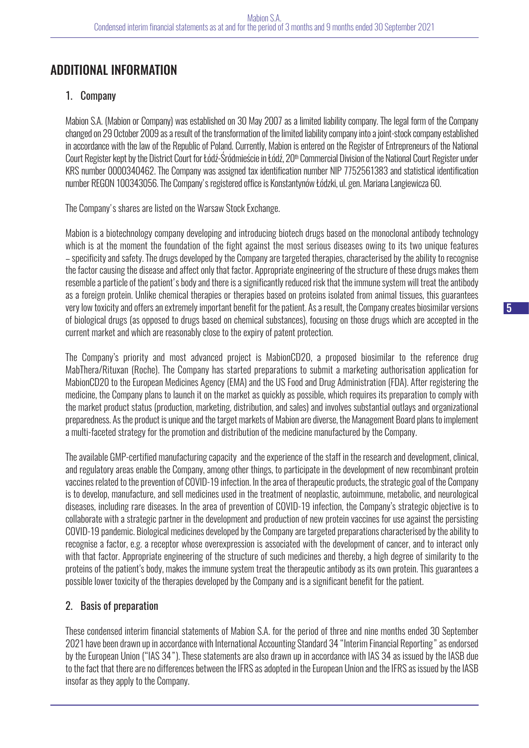# ADDITIONAL INFORMATION

## 1. Company

Mabion S.A. (Mabion or Company) was established on 30 May 2007 as a limited liability company. The legal form of the Company changed on 29 October 2009 as a result of the transformation of the limited liability company into a joint-stock company established in accordance with the law of the Republic of Poland. Currently, Mabion is entered on the Register of Entrepreneurs of the National Court Register kept by the District Court for Łódź-Śródmieście in Łódź, 20th Commercial Division of the National Court Register under KRS number 0000340462. The Company was assigned tax identification number NIP 7752561383 and statistical identification number REGON 100343056. The Company's registered office is Konstantynów Łódzki, ul. gen. Mariana Langiewicza 60.

The Company's shares are listed on the Warsaw Stock Exchange.

Mabion is a biotechnology company developing and introducing biotech drugs based on the monoclonal antibody technology which is at the moment the foundation of the fight against the most serious diseases owing to its two unique features – specificity and safety. The drugs developed by the Company are targeted therapies, characterised by the ability to recognise the factor causing the disease and affect only that factor. Appropriate engineering of the structure of these drugs makes them resemble a particle of the patient's body and there is a significantly reduced risk that the immune system will treat the antibody as a foreign protein. Unlike chemical therapies or therapies based on proteins isolated from animal tissues, this guarantees very low toxicity and offers an extremely important benefit for the patient. As a result, the Company creates biosimilar versions of biological drugs (as opposed to drugs based on chemical substances), focusing on those drugs which are accepted in the current market and which are reasonably close to the expiry of patent protection.

The Company's priority and most advanced project is MabionCD20, a proposed biosimilar to the reference drug MabThera/Rituxan (Roche). The Company has started preparations to submit a marketing authorisation application for MabionCD20 to the European Medicines Agency (EMA) and the US Food and Drug Administration (FDA). After registering the medicine, the Company plans to launch it on the market as quickly as possible, which requires its preparation to comply with the market product status (production, marketing, distribution, and sales) and involves substantial outlays and organizational preparedness. As the product is unique and the target markets of Mabion are diverse, the Management Board plans to implement a multi-faceted strategy for the promotion and distribution of the medicine manufactured by the Company.

The available GMP-certified manufacturing capacity and the experience of the staff in the research and development, clinical, and regulatory areas enable the Company, among other things, to participate in the development of new recombinant protein vaccines related to the prevention of COVID-19 infection. In the area of therapeutic products, the strategic goal of the Company is to develop, manufacture, and sell medicines used in the treatment of neoplastic, autoimmune, metabolic, and neurological diseases, including rare diseases. In the area of prevention of COVID-19 infection, the Company's strategic objective is to collaborate with a strategic partner in the development and production of new protein vaccines for use against the persisting COVID-19 pandemic. Biological medicines developed by the Company are targeted preparations characterised by the ability to recognise a factor, e.g. a receptor whose overexpression is associated with the development of cancer, and to interact only with that factor. Appropriate engineering of the structure of such medicines and thereby, a high degree of similarity to the proteins of the patient's body, makes the immune system treat the therapeutic antibody as its own protein. This guarantees a possible lower toxicity of the therapies developed by the Company and is a significant benefit for the patient.

## 2. Basis of preparation

These condensed interim financial statements of Mabion S.A. for the period of three and nine months ended 30 September 2021 have been drawn up in accordance with International Accounting Standard 34 "Interim Financial Reporting" as endorsed by the European Union ("IAS 34"). These statements are also drawn up in accordance with IAS 34 as issued by the IASB due to the fact that there are no differences between the IFRS as adopted in the European Union and the IFRS as issued by the IASB insofar as they apply to the Company.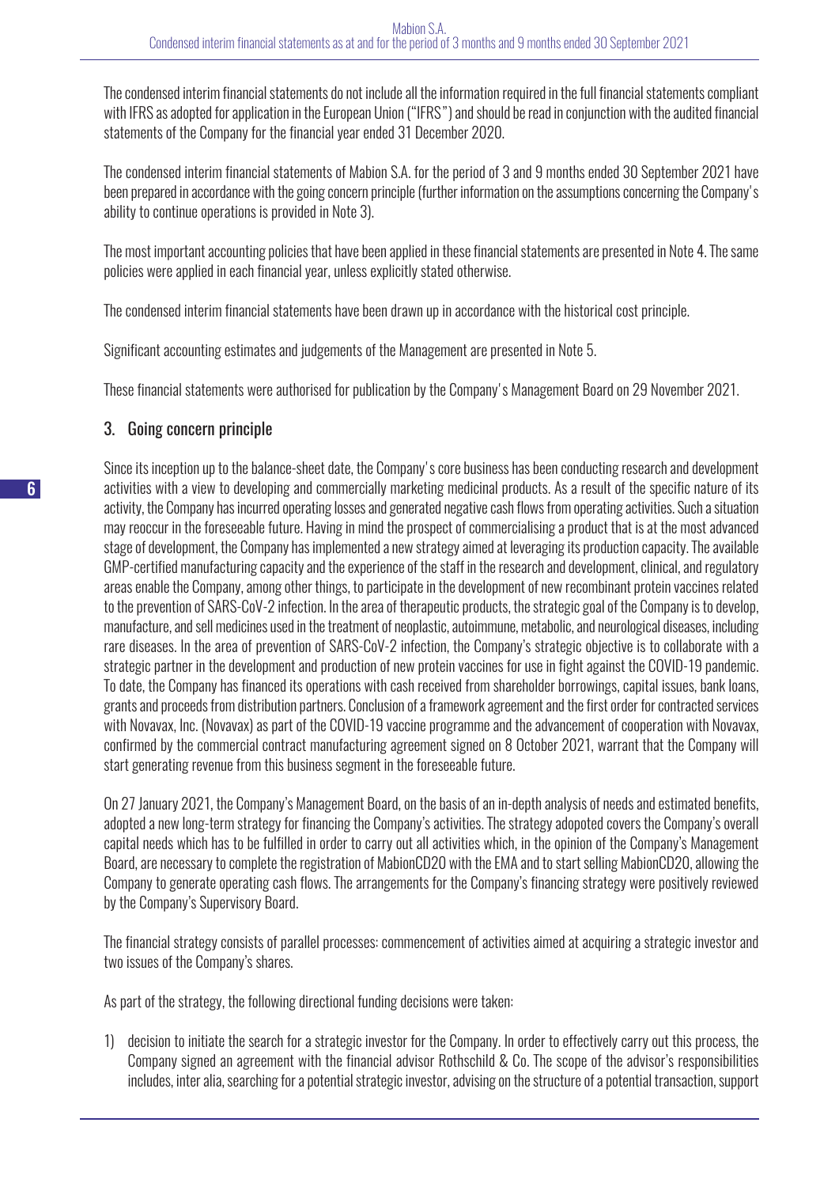The condensed interim financial statements do not include all the information required in the full financial statements compliant with IFRS as adopted for application in the European Union ("IFRS") and should be read in conjunction with the audited financial statements of the Company for the financial year ended 31 December 2020.

The condensed interim financial statements of Mabion S.A. for the period of 3 and 9 months ended 30 September 2021 have been prepared in accordance with the going concern principle (further information on the assumptions concerning the Company's ability to continue operations is provided in Note 3).

The most important accounting policies that have been applied in these financial statements are presented in Note 4. The same policies were applied in each financial year, unless explicitly stated otherwise.

The condensed interim financial statements have been drawn up in accordance with the historical cost principle.

Significant accounting estimates and judgements of the Management are presented in Note 5.

These financial statements were authorised for publication by the Company's Management Board on 29 November 2021.

## 3. Going concern principle

Since its inception up to the balance-sheet date, the Company's core business has been conducting research and development activities with a view to developing and commercially marketing medicinal products. As a result of the specific nature of its activity, the Company has incurred operating losses and generated negative cash flows from operating activities. Such a situation may reoccur in the foreseeable future. Having in mind the prospect of commercialising a product that is at the most advanced stage of development, the Company has implemented a new strategy aimed at leveraging its production capacity. The available GMP-certified manufacturing capacity and the experience of the staff in the research and development, clinical, and regulatory areas enable the Company, among other things, to participate in the development of new recombinant protein vaccines related to the prevention of SARS-CoV-2 infection. In the area of therapeutic products, the strategic goal of the Company is to develop, manufacture, and sell medicines used in the treatment of neoplastic, autoimmune, metabolic, and neurological diseases, including rare diseases. In the area of prevention of SARS-CoV-2 infection, the Company's strategic objective is to collaborate with a strategic partner in the development and production of new protein vaccines for use in fight against the COVID-19 pandemic. To date, the Company has financed its operations with cash received from shareholder borrowings, capital issues, bank loans, grants and proceeds from distribution partners. Conclusion of a framework agreement and the first order for contracted services with Novavax, Inc. (Novavax) as part of the COVID-19 vaccine programme and the advancement of cooperation with Novavax, confirmed by the commercial contract manufacturing agreement signed on 8 October 2021, warrant that the Company will start generating revenue from this business segment in the foreseeable future.

On 27 January 2021, the Company's Management Board, on the basis of an in-depth analysis of needs and estimated benefits, adopted a new long-term strategy for financing the Company's activities. The strategy adopoted covers the Company's overall capital needs which has to be fulfilled in order to carry out all activities which, in the opinion of the Company's Management Board, are necessary to complete the registration of MabionCD20 with the EMA and to start selling MabionCD20, allowing the Company to generate operating cash flows. The arrangements for the Company's financing strategy were positively reviewed by the Company's Supervisory Board.

The financial strategy consists of parallel processes: commencement of activities aimed at acquiring a strategic investor and two issues of the Company's shares.

As part of the strategy, the following directional funding decisions were taken:

1) decision to initiate the search for a strategic investor for the Company. In order to effectively carry out this process, the Company signed an agreement with the financial advisor Rothschild & Co. The scope of the advisor's responsibilities includes, inter alia, searching for a potential strategic investor, advising on the structure of a potential transaction, support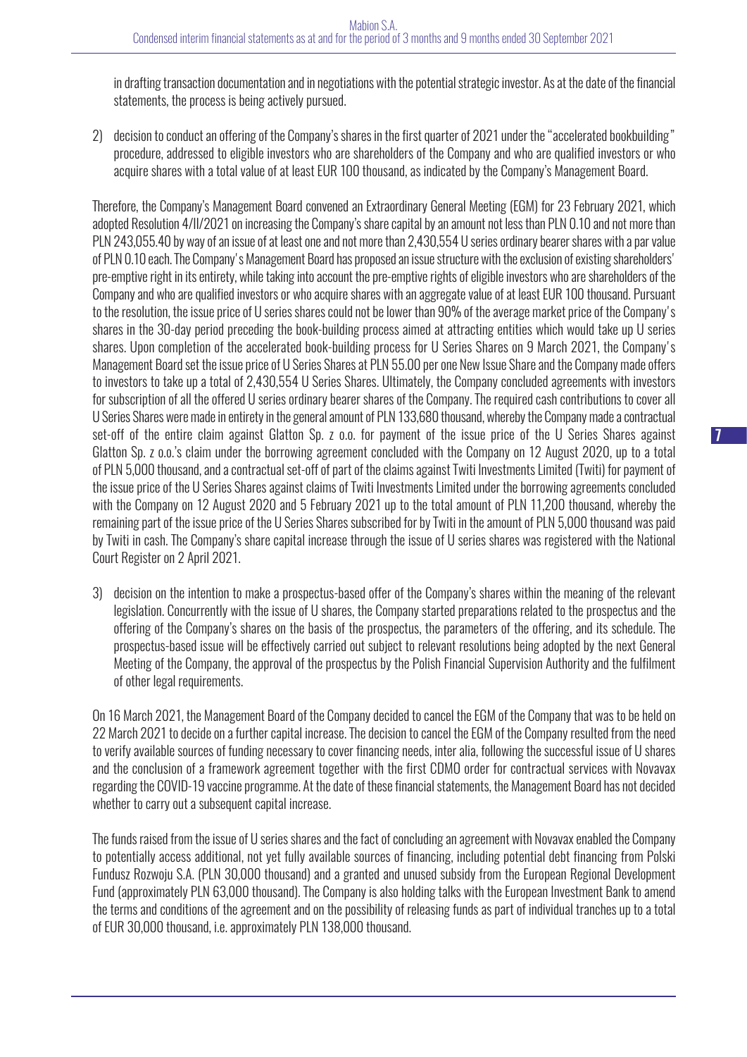in drafting transaction documentation and in negotiations with the potential strategic investor. As at the date of the financial statements, the process is being actively pursued.

2) decision to conduct an offering of the Company's shares in the first quarter of 2021 under the "accelerated bookbuilding" procedure, addressed to eligible investors who are shareholders of the Company and who are qualified investors or who acquire shares with a total value of at least EUR 100 thousand, as indicated by the Company's Management Board.

Therefore, the Company's Management Board convened an Extraordinary General Meeting (EGM) for 23 February 2021, which adopted Resolution 4/II/2021 on increasing the Company's share capital by an amount not less than PLN 0.10 and not more than PLN 243,055.40 by way of an issue of at least one and not more than 2,430,554 U series ordinary bearer shares with a par value of PLN 0.10 each. The Company's Management Board has proposed an issue structure with the exclusion of existing shareholders' pre-emptive right in its entirety, while taking into account the pre-emptive rights of eligible investors who are shareholders of the Company and who are qualified investors or who acquire shares with an aggregate value of at least EUR 100 thousand. Pursuant to the resolution, the issue price of U series shares could not be lower than 90% of the average market price of the Company's shares in the 30-day period preceding the book-building process aimed at attracting entities which would take up U series shares. Upon completion of the accelerated book-building process for U Series Shares on 9 March 2021, the Company's Management Board set the issue price of U Series Shares at PLN 55.00 per one New Issue Share and the Company made offers to investors to take up a total of 2,430,554 U Series Shares. Ultimately, the Company concluded agreements with investors for subscription of all the offered U series ordinary bearer shares of the Company. The required cash contributions to cover all U Series Shares were made in entirety in the general amount of PLN 133,680 thousand, whereby the Company made a contractual set-off of the entire claim against Glatton Sp. z o.o. for payment of the issue price of the U Series Shares against Glatton Sp. z o.o.'s claim under the borrowing agreement concluded with the Company on 12 August 2020, up to a total of PLN 5,000 thousand, and a contractual set-off of part of the claims against Twiti Investments Limited (Twiti) for payment of the issue price of the U Series Shares against claims of Twiti Investments Limited under the borrowing agreements concluded with the Company on 12 August 2020 and 5 February 2021 up to the total amount of PLN 11,200 thousand, whereby the remaining part of the issue price of the U Series Shares subscribed for by Twiti in the amount of PLN 5,000 thousand was paid by Twiti in cash. The Company's share capital increase through the issue of U series shares was registered with the National Court Register on 2 April 2021.

3) decision on the intention to make a prospectus-based offer of the Company's shares within the meaning of the relevant legislation. Concurrently with the issue of U shares, the Company started preparations related to the prospectus and the offering of the Company's shares on the basis of the prospectus, the parameters of the offering, and its schedule. The prospectus-based issue will be effectively carried out subject to relevant resolutions being adopted by the next General Meeting of the Company, the approval of the prospectus by the Polish Financial Supervision Authority and the fulfilment of other legal requirements.

On 16 March 2021, the Management Board of the Company decided to cancel the EGM of the Company that was to be held on 22 March 2021 to decide on a further capital increase. The decision to cancel the EGM of the Company resulted from the need to verify available sources of funding necessary to cover financing needs, inter alia, following the successful issue of U shares and the conclusion of a framework agreement together with the first CDMO order for contractual services with Novavax regarding the COVID-19 vaccine programme. At the date of these financial statements, the Management Board has not decided whether to carry out a subsequent capital increase.

The funds raised from the issue of U series shares and the fact of concluding an agreement with Novavax enabled the Company to potentially access additional, not yet fully available sources of financing, including potential debt financing from Polski Fundusz Rozwoju S.A. (PLN 30,000 thousand) and a granted and unused subsidy from the European Regional Development Fund (approximately PLN 63,000 thousand). The Company is also holding talks with the European Investment Bank to amend the terms and conditions of the agreement and on the possibility of releasing funds as part of individual tranches up to a total of EUR 30,000 thousand, i.e. approximately PLN 138,000 thousand.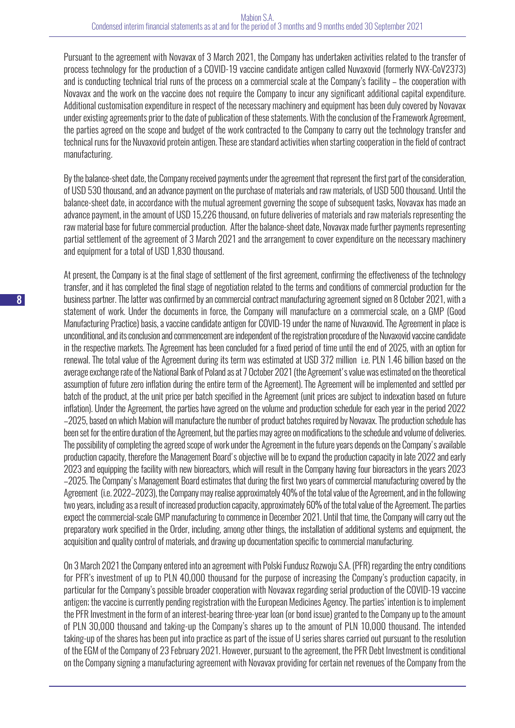Pursuant to the agreement with Novavax of 3 March 2021, the Company has undertaken activities related to the transfer of process technology for the production of a COVID-19 vaccine candidate antigen called Nuvaxovid (formerly NVX-CoV2373) and is conducting technical trial runs of the process on a commercial scale at the Company's facility – the cooperation with Novavax and the work on the vaccine does not require the Company to incur any significant additional capital expenditure. Additional customisation expenditure in respect of the necessary machinery and equipment has been duly covered by Novavax under existing agreements prior to the date of publication of these statements. With the conclusion of the Framework Agreement, the parties agreed on the scope and budget of the work contracted to the Company to carry out the technology transfer and technical runs for the Nuvaxovid protein antigen. These are standard activities when starting cooperation in the field of contract manufacturing.

By the balance-sheet date, the Company received payments under the agreement that represent the first part of the consideration, of USD 530 thousand, and an advance payment on the purchase of materials and raw materials, of USD 500 thousand. Until the balance-sheet date, in accordance with the mutual agreement governing the scope of subsequent tasks, Novavax has made an advance payment, in the amount of USD 15,226 thousand, on future deliveries of materials and raw materials representing the raw material base for future commercial production. After the balance-sheet date, Novavax made further payments representing partial settlement of the agreement of 3 March 2021 and the arrangement to cover expenditure on the necessary machinery and equipment for a total of USD 1,830 thousand.

At present, the Company is at the final stage of settlement of the first agreement, confirming the effectiveness of the technology transfer, and it has completed the final stage of negotiation related to the terms and conditions of commercial production for the business partner. The latter was confirmed by an commercial contract manufacturing agreement signed on 8 October 2021, with a statement of work. Under the documents in force, the Company will manufacture on a commercial scale, on a GMP (Good Manufacturing Practice) basis, a vaccine candidate antigen for COVID-19 under the name of Nuvaxovid. The Agreement in place is unconditional, and its conclusion and commencement are independent of the registration procedure of the Nuvaxovid vaccine candidate in the respective markets. The Agreement has been concluded for a fixed period of time until the end of 2025, with an option for renewal. The total value of the Agreement during its term was estimated at USD 372 million i.e. PLN 1.46 billion based on the average exchange rate of the National Bank of Poland as at 7 October 2021 (the Agreement's value was estimated on the theoretical assumption of future zero inflation during the entire term of the Agreement). The Agreement will be implemented and settled per batch of the product, at the unit price per batch specified in the Agreement (unit prices are subject to indexation based on future inflation). Under the Agreement, the parties have agreed on the volume and production schedule for each year in the period 2022–2025, based on which Mabion will manufacture the number of product batches required by Novavax. The production schedule has been set for the entire duration of the Agreement, but the parties may agree on modifications to the schedule and volume of deliveries. The possibility of completing the agreed scope of work under the Agreement in the future years depends on the Company's available production capacity, therefore the Management Board's objective will be to expand the production capacity in late 2022 and early 2023 and equipping the facility with new bioreactors, which will result in the Company having four bioreactors in the years 2023–2025. The Company's Management Board estimates that during the first two years of commercial manufacturing covered by the Agreement (i.e. 2022–2023), the Company may realise approximately 40% of the total value of the Agreement, and in the following two years, including as a result of increased production capacity, approximately 60% of the total value of the Agreement. The parties expect the commercial-scale GMP manufacturing to commence in December 2021. Until that time, the Company will carry out the preparatory work specified in the Order, including, among other things, the installation of additional systems and equipment, the acquisition and quality control of materials, and drawing up documentation specific to commercial manufacturing.

On 3 March 2021 the Company entered into an agreement with Polski Fundusz Rozwoju S.A. (PFR) regarding the entry conditions for PFR's investment of up to PLN 40,000 thousand for the purpose of increasing the Company's production capacity, in particular for the Company's possible broader cooperation with Novavax regarding serial production of the COVID-19 vaccine antigen; the vaccine is currently pending registration with the European Medicines Agency. The parties' intention is to implement the PFR Investment in the form of an interest-bearing three-year loan (or bond issue) granted to the Company up to the amount of PLN 30,000 thousand and taking-up the Company's shares up to the amount of PLN 10,000 thousand. The intended taking-up of the shares has been put into practice as part of the issue of U series shares carried out pursuant to the resolution of the EGM of the Company of 23 February 2021. However, pursuant to the agreement, the PFR Debt Investment is conditional on the Company signing a manufacturing agreement with Novavax providing for certain net revenues of the Company from the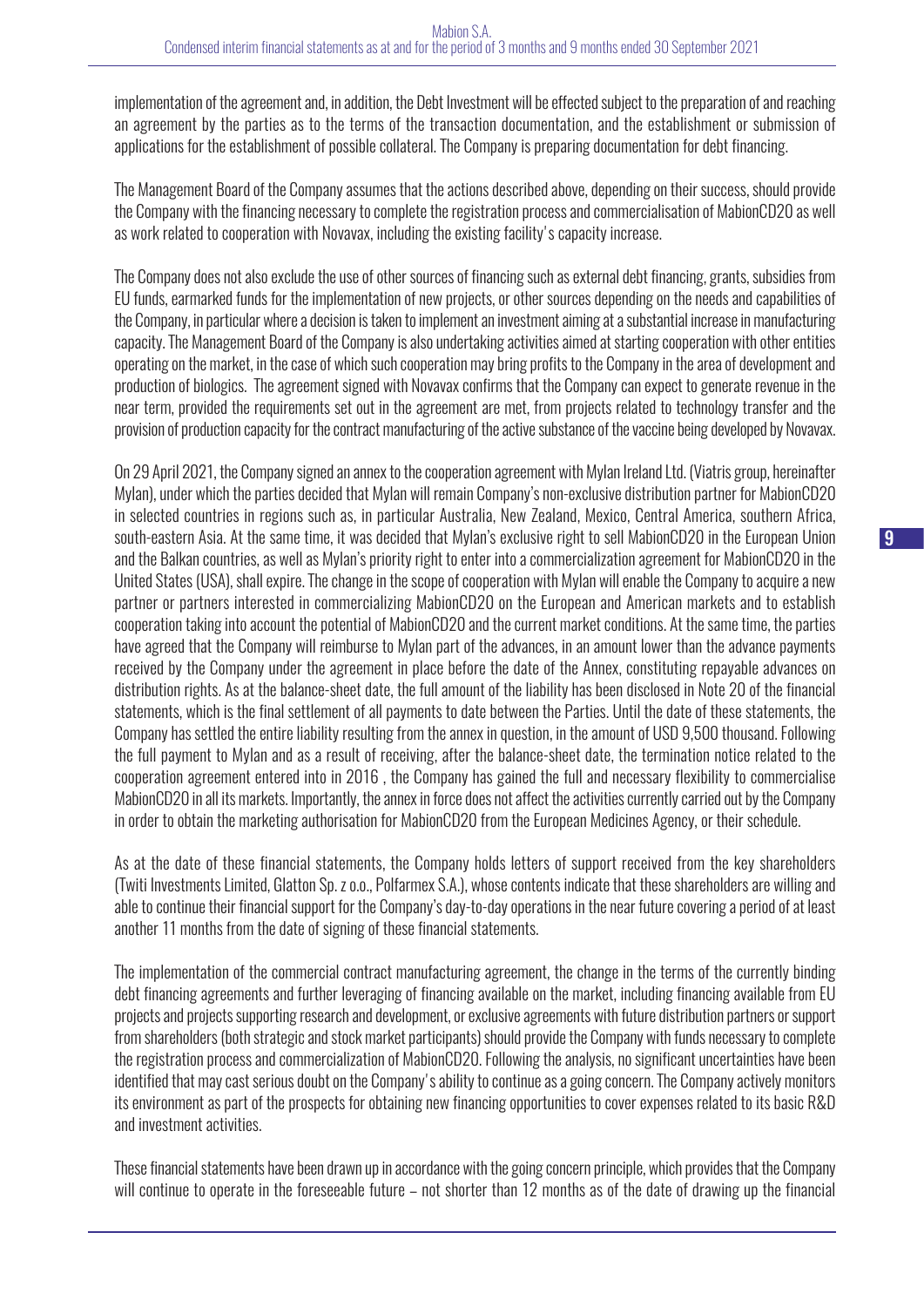implementation of the agreement and, in addition, the Debt Investment will be effected subject to the preparation of and reaching an agreement by the parties as to the terms of the transaction documentation, and the establishment or submission of applications for the establishment of possible collateral. The Company is preparing documentation for debt financing.

The Management Board of the Company assumes that the actions described above, depending on their success, should provide the Company with the financing necessary to complete the registration process and commercialisation of MabionCD20 as well as work related to cooperation with Novavax, including the existing facility's capacity increase.

The Company does not also exclude the use of other sources of financing such as external debt financing, grants, subsidies from EU funds, earmarked funds for the implementation of new projects, or other sources depending on the needs and capabilities of the Company, in particular where a decision is taken to implement an investment aiming at a substantial increase in manufacturing capacity. The Management Board of the Company is also undertaking activities aimed at starting cooperation with other entities operating on the market, in the case of which such cooperation may bring profits to the Company in the area of development and production of biologics. The agreement signed with Novavax confirms that the Company can expect to generate revenue in the near term, provided the requirements set out in the agreement are met, from projects related to technology transfer and the provision of production capacity for the contract manufacturing of the active substance of the vaccine being developed by Novavax.

On 29 April 2021, the Company signed an annex to the cooperation agreement with Mylan Ireland Ltd. (Viatris group, hereinafter Mylan), under which the parties decided that Mylan will remain Company's non-exclusive distribution partner for MabionCD20 in selected countries in regions such as, in particular Australia, New Zealand, Mexico, Central America, southern Africa, south-eastern Asia. At the same time, it was decided that Mylan's exclusive right to sell MabionCD20 in the European Union and the Balkan countries, as well as Mylan's priority right to enter into a commercialization agreement for MabionCD20 in the United States (USA), shall expire. The change in the scope of cooperation with Mylan will enable the Company to acquire a new partner or partners interested in commercializing MabionCD20 on the European and American markets and to establish cooperation taking into account the potential of MabionCD20 and the current market conditions. At the same time, the parties have agreed that the Company will reimburse to Mylan part of the advances, in an amount lower than the advance payments received by the Company under the agreement in place before the date of the Annex, constituting repayable advances on distribution rights. As at the balance-sheet date, the full amount of the liability has been disclosed in Note 20 of the financial statements, which is the final settlement of all payments to date between the Parties. Until the date of these statements, the Company has settled the entire liability resulting from the annex in question, in the amount of USD 9,500 thousand. Following the full payment to Mylan and as a result of receiving, after the balance-sheet date, the termination notice related to the cooperation agreement entered into in 2016 , the Company has gained the full and necessary flexibility to commercialise MabionCD20 in all its markets. Importantly, the annex in force does not affect the activities currently carried out by the Company in order to obtain the marketing authorisation for MabionCD20 from the European Medicines Agency, or their schedule.

As at the date of these financial statements, the Company holds letters of support received from the key shareholders (Twiti Investments Limited, Glatton Sp. z o.o., Polfarmex S.A.), whose contents indicate that these shareholders are willing and able to continue their financial support for the Company's day-to-day operations in the near future covering a period of at least another 11 months from the date of signing of these financial statements.

The implementation of the commercial contract manufacturing agreement, the change in the terms of the currently binding debt financing agreements and further leveraging of financing available on the market, including financing available from EU projects and projects supporting research and development, or exclusive agreements with future distribution partners or support from shareholders (both strategic and stock market participants) should provide the Company with funds necessary to complete the registration process and commercialization of MabionCD20. Following the analysis, no significant uncertainties have been identified that may cast serious doubt on the Company's ability to continue as a going concern. The Company actively monitors its environment as part of the prospects for obtaining new financing opportunities to cover expenses related to its basic R&D and investment activities.

These financial statements have been drawn up in accordance with the going concern principle, which provides that the Company will continue to operate in the foreseeable future – not shorter than 12 months as of the date of drawing up the financial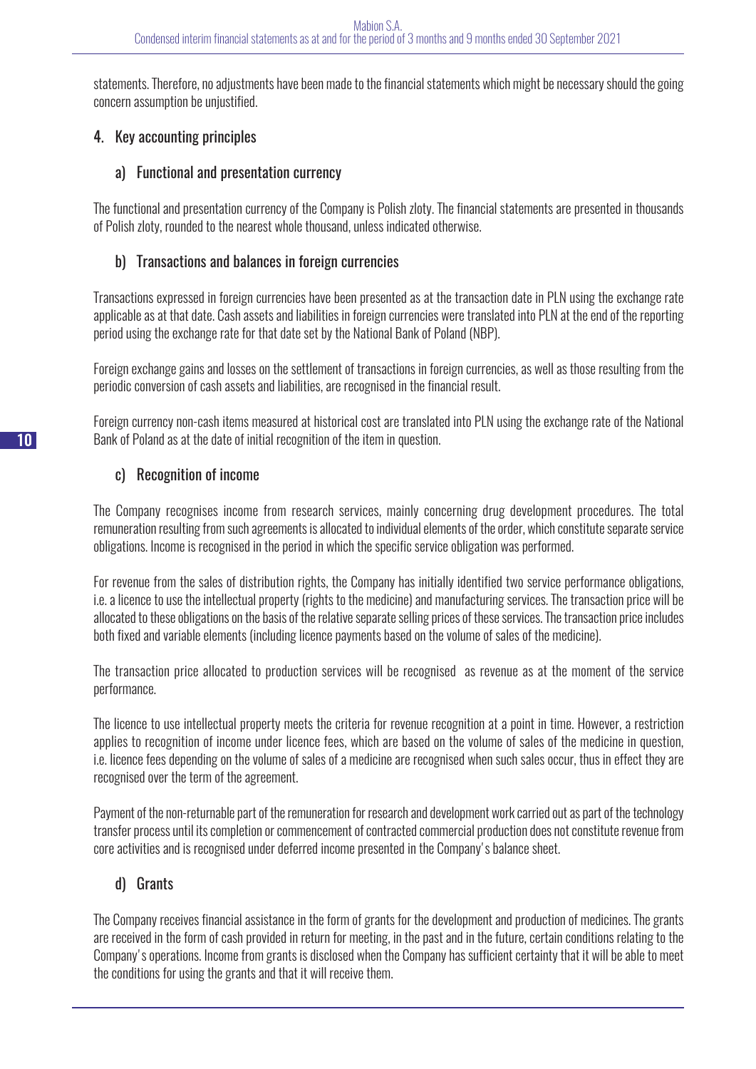statements. Therefore, no adjustments have been made to the financial statements which might be necessary should the going concern assumption be unjustified.

## 4. Key accounting principles

### a) Functional and presentation currency

The functional and presentation currency of the Company is Polish zloty. The financial statements are presented in thousands of Polish zloty, rounded to the nearest whole thousand, unless indicated otherwise.

### b) Transactions and balances in foreign currencies

Transactions expressed in foreign currencies have been presented as at the transaction date in PLN using the exchange rate applicable as at that date. Cash assets and liabilities in foreign currencies were translated into PLN at the end of the reporting period using the exchange rate for that date set by the National Bank of Poland (NBP).

Foreign exchange gains and losses on the settlement of transactions in foreign currencies, as well as those resulting from the periodic conversion of cash assets and liabilities, are recognised in the financial result.

Foreign currency non-cash items measured at historical cost are translated into PLN using the exchange rate of the National Bank of Poland as at the date of initial recognition of the item in question.

### c) Recognition of income

The Company recognises income from research services, mainly concerning drug development procedures. The total remuneration resulting from such agreements is allocated to individual elements of the order, which constitute separate service obligations. Income is recognised in the period in which the specific service obligation was performed.

For revenue from the sales of distribution rights, the Company has initially identified two service performance obligations, i.e. a licence to use the intellectual property (rights to the medicine) and manufacturing services. The transaction price will be allocated to these obligations on the basis of the relative separate selling prices of these services. The transaction price includes both fixed and variable elements (including licence payments based on the volume of sales of the medicine).

The transaction price allocated to production services will be recognised as revenue as at the moment of the service performance.

The licence to use intellectual property meets the criteria for revenue recognition at a point in time. However, a restriction applies to recognition of income under licence fees, which are based on the volume of sales of the medicine in question, i.e. licence fees depending on the volume of sales of a medicine are recognised when such sales occur, thus in effect they are recognised over the term of the agreement.

Payment of the non-returnable part of the remuneration for research and development work carried out as part of the technology transfer process until its completion or commencement of contracted commercial production does not constitute revenue from core activities and is recognised under deferred income presented in the Company's balance sheet.

### d) Grants

The Company receives financial assistance in the form of grants for the development and production of medicines. The grants are received in the form of cash provided in return for meeting, in the past and in the future, certain conditions relating to the Company's operations. Income from grants is disclosed when the Company has sufficient certainty that it will be able to meet the conditions for using the grants and that it will receive them.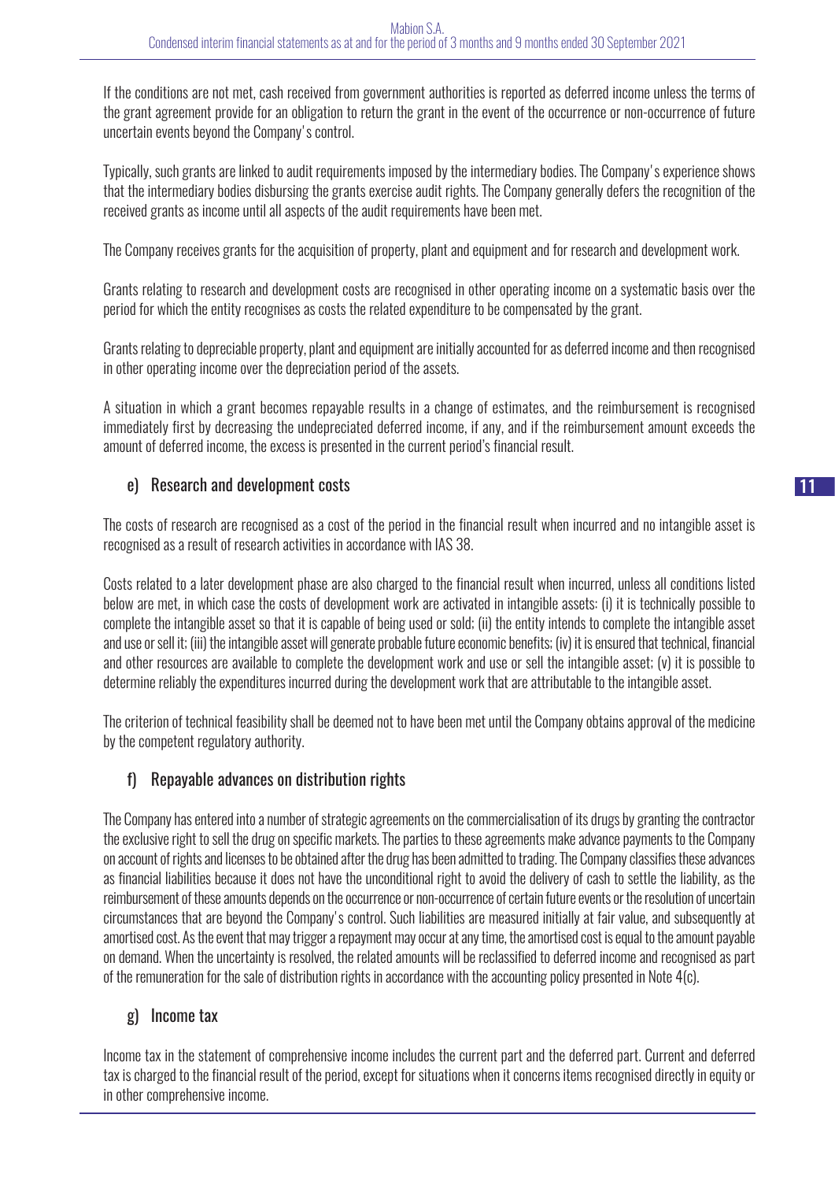If the conditions are not met, cash received from government authorities is reported as deferred income unless the terms of the grant agreement provide for an obligation to return the grant in the event of the occurrence or non-occurrence of future uncertain events beyond the Company's control.

Typically, such grants are linked to audit requirements imposed by the intermediary bodies. The Company's experience shows that the intermediary bodies disbursing the grants exercise audit rights. The Company generally defers the recognition of the received grants as income until all aspects of the audit requirements have been met.

The Company receives grants for the acquisition of property, plant and equipment and for research and development work.

Grants relating to research and development costs are recognised in other operating income on a systematic basis over the period for which the entity recognises as costs the related expenditure to be compensated by the grant.

Grants relating to depreciable property, plant and equipment are initially accounted for as deferred income and then recognised in other operating income over the depreciation period of the assets.

A situation in which a grant becomes repayable results in a change of estimates, and the reimbursement is recognised immediately first by decreasing the undepreciated deferred income, if any, and if the reimbursement amount exceeds the amount of deferred income, the excess is presented in the current period's financial result.

## e) Research and development costs

The costs of research are recognised as a cost of the period in the financial result when incurred and no intangible asset is recognised as a result of research activities in accordance with IAS 38.

Costs related to a later development phase are also charged to the financial result when incurred, unless all conditions listed below are met, in which case the costs of development work are activated in intangible assets: (i) it is technically possible to complete the intangible asset so that it is capable of being used or sold; (ii) the entity intends to complete the intangible asset and use or sell it; (iii) the intangible asset will generate probable future economic benefits; (iv) it is ensured that technical, financial and other resources are available to complete the development work and use or sell the intangible asset; (v) it is possible to determine reliably the expenditures incurred during the development work that are attributable to the intangible asset.

The criterion of technical feasibility shall be deemed not to have been met until the Company obtains approval of the medicine by the competent regulatory authority.

## f) Repayable advances on distribution rights

The Company has entered into a number of strategic agreements on the commercialisation of its drugs by granting the contractor the exclusive right to sell the drug on specific markets. The parties to these agreements make advance payments to the Company on account of rights and licenses to be obtained after the drug has been admitted to trading. The Company classifies these advances as financial liabilities because it does not have the unconditional right to avoid the delivery of cash to settle the liability, as the reimbursement of these amounts depends on the occurrence or non-occurrence of certain future events or the resolution of uncertain circumstances that are beyond the Company's control. Such liabilities are measured initially at fair value, and subsequently at amortised cost. As the event that may trigger a repayment may occur at any time, the amortised cost is equal to the amount payable on demand. When the uncertainty is resolved, the related amounts will be reclassified to deferred income and recognised as part of the remuneration for the sale of distribution rights in accordance with the accounting policy presented in Note 4(c).

## g) Income tax

Income tax in the statement of comprehensive income includes the current part and the deferred part. Current and deferred tax is charged to the financial result of the period, except for situations when it concerns items recognised directly in equity or in other comprehensive income.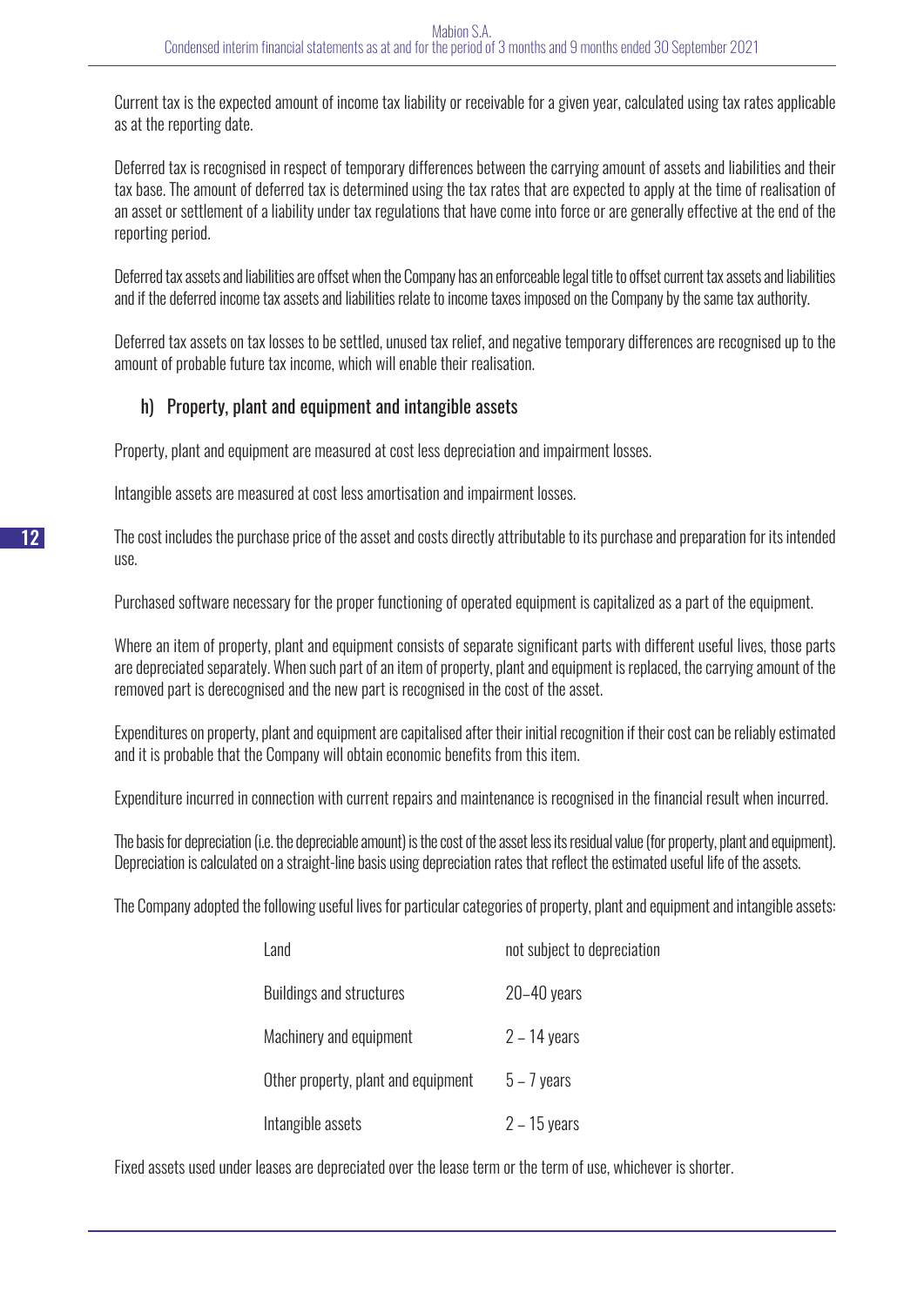Current tax is the expected amount of income tax liability or receivable for a given year, calculated using tax rates applicable as at the reporting date.

Deferred tax is recognised in respect of temporary differences between the carrying amount of assets and liabilities and their tax base. The amount of deferred tax is determined using the tax rates that are expected to apply at the time of realisation of an asset or settlement of a liability under tax regulations that have come into force or are generally effective at the end of the reporting period.

Deferred tax assets and liabilities are offset when the Company has an enforceable legal title to offset current tax assets and liabilities and if the deferred income tax assets and liabilities relate to income taxes imposed on the Company by the same tax authority.

Deferred tax assets on tax losses to be settled, unused tax relief, and negative temporary differences are recognised up to the amount of probable future tax income, which will enable their realisation.

### h) Property, plant and equipment and intangible assets

Property, plant and equipment are measured at cost less depreciation and impairment losses.

Intangible assets are measured at cost less amortisation and impairment losses.

The cost includes the purchase price of the asset and costs directly attributable to its purchase and preparation for its intended use.

Purchased software necessary for the proper functioning of operated equipment is capitalized as a part of the equipment.

Where an item of property, plant and equipment consists of separate significant parts with different useful lives, those parts are depreciated separately. When such part of an item of property, plant and equipment is replaced, the carrying amount of the removed part is derecognised and the new part is recognised in the cost of the asset.

Expenditures on property, plant and equipment are capitalised after their initial recognition if their cost can be reliably estimated and it is probable that the Company will obtain economic benefits from this item.

Expenditure incurred in connection with current repairs and maintenance is recognised in the financial result when incurred.

The basis for depreciation (i.e. the depreciable amount) is the cost of the asset less its residual value (for property, plant and equipment). Depreciation is calculated on a straight-line basis using depreciation rates that reflect the estimated useful life of the assets.

The Company adopted the following useful lives for particular categories of property, plant and equipment and intangible assets:

| | |
|---|---|
| Land | not subject to depreciation |
| Buildings and structures | 20–40 years |
| Machinery and equipment | 2 – 14 years |
| Other property, plant and equipment | 5 – 7 years |
| Intangible assets | 2 – 15 years |

Fixed assets used under leases are depreciated over the lease term or the term of use, whichever is shorter.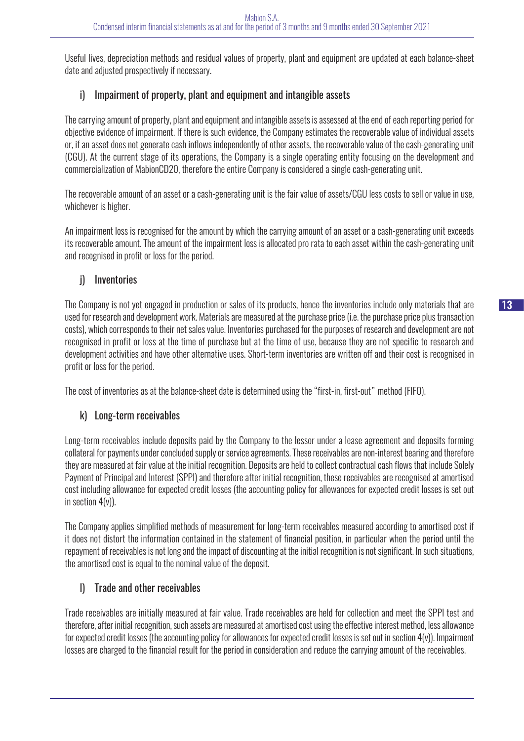Useful lives, depreciation methods and residual values of property, plant and equipment are updated at each balance-sheet date and adjusted prospectively if necessary.

### i) Impairment of property, plant and equipment and intangible assets

The carrying amount of property, plant and equipment and intangible assets is assessed at the end of each reporting period for objective evidence of impairment. If there is such evidence, the Company estimates the recoverable value of individual assets or, if an asset does not generate cash inflows independently of other assets, the recoverable value of the cash-generating unit (CGU). At the current stage of its operations, the Company is a single operating entity focusing on the development and commercialization of MabionCD20, therefore the entire Company is considered a single cash-generating unit.

The recoverable amount of an asset or a cash-generating unit is the fair value of assets/CGU less costs to sell or value in use, whichever is higher.

An impairment loss is recognised for the amount by which the carrying amount of an asset or a cash-generating unit exceeds its recoverable amount. The amount of the impairment loss is allocated pro rata to each asset within the cash-generating unit and recognised in profit or loss for the period.

### j) Inventories

The Company is not yet engaged in production or sales of its products, hence the inventories include only materials that are used for research and development work. Materials are measured at the purchase price (i.e. the purchase price plus transaction costs), which corresponds to their net sales value. Inventories purchased for the purposes of research and development are not recognised in profit or loss at the time of purchase but at the time of use, because they are not specific to research and development activities and have other alternative uses. Short-term inventories are written off and their cost is recognised in profit or loss for the period.

The cost of inventories as at the balance-sheet date is determined using the "first-in, first-out" method (FIFO).

### k) Long-term receivables

Long-term receivables include deposits paid by the Company to the lessor under a lease agreement and deposits forming collateral for payments under concluded supply or service agreements. These receivables are non-interest bearing and therefore they are measured at fair value at the initial recognition. Deposits are held to collect contractual cash flows that include Solely Payment of Principal and Interest (SPPI) and therefore after initial recognition, these receivables are recognised at amortised cost including allowance for expected credit losses (the accounting policy for allowances for expected credit losses is set out in section 4(v)).

The Company applies simplified methods of measurement for long-term receivables measured according to amortised cost if it does not distort the information contained in the statement of financial position, in particular when the period until the repayment of receivables is not long and the impact of discounting at the initial recognition is not significant. In such situations, the amortised cost is equal to the nominal value of the deposit.

### l) Trade and other receivables

Trade receivables are initially measured at fair value. Trade receivables are held for collection and meet the SPPI test and therefore, after initial recognition, such assets are measured at amortised cost using the effective interest method, less allowance for expected credit losses (the accounting policy for allowances for expected credit losses is set out in section 4(v)). Impairment losses are charged to the financial result for the period in consideration and reduce the carrying amount of the receivables.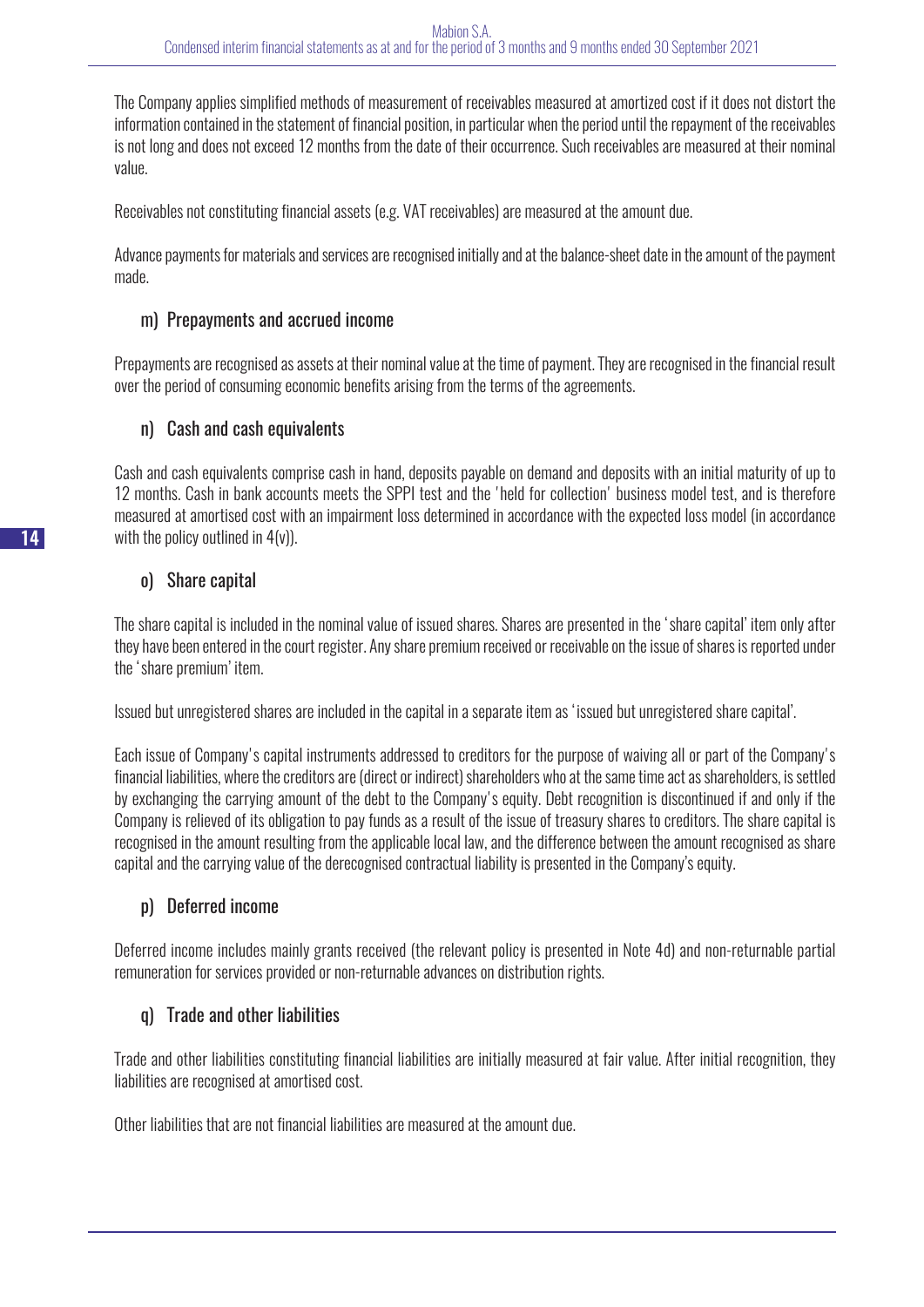The Company applies simplified methods of measurement of receivables measured at amortized cost if it does not distort the information contained in the statement of financial position, in particular when the period until the repayment of the receivables is not long and does not exceed 12 months from the date of their occurrence. Such receivables are measured at their nominal value.

Receivables not constituting financial assets (e.g. VAT receivables) are measured at the amount due.

Advance payments for materials and services are recognised initially and at the balance-sheet date in the amount of the payment made.

### m) Prepayments and accrued income

Prepayments are recognised as assets at their nominal value at the time of payment. They are recognised in the financial result over the period of consuming economic benefits arising from the terms of the agreements.

### n) Cash and cash equivalents

Cash and cash equivalents comprise cash in hand, deposits payable on demand and deposits with an initial maturity of up to 12 months. Cash in bank accounts meets the SPPI test and the 'held for collection' business model test, and is therefore measured at amortised cost with an impairment loss determined in accordance with the expected loss model (in accordance with the policy outlined in 4(v)).

### o) Share capital

The share capital is included in the nominal value of issued shares. Shares are presented in the 'share capital' item only after they have been entered in the court register. Any share premium received or receivable on the issue of shares is reported under the 'share premium' item.

Issued but unregistered shares are included in the capital in a separate item as 'issued but unregistered share capital'.

Each issue of Company's capital instruments addressed to creditors for the purpose of waiving all or part of the Company's financial liabilities, where the creditors are (direct or indirect) shareholders who at the same time act as shareholders, is settled by exchanging the carrying amount of the debt to the Company's equity. Debt recognition is discontinued if and only if the Company is relieved of its obligation to pay funds as a result of the issue of treasury shares to creditors. The share capital is recognised in the amount resulting from the applicable local law, and the difference between the amount recognised as share capital and the carrying value of the derecognised contractual liability is presented in the Company's equity.

### p) Deferred income

Deferred income includes mainly grants received (the relevant policy is presented in Note 4d) and non-returnable partial remuneration for services provided or non-returnable advances on distribution rights.

### q) Trade and other liabilities

Trade and other liabilities constituting financial liabilities are initially measured at fair value. After initial recognition, they liabilities are recognised at amortised cost.

Other liabilities that are not financial liabilities are measured at the amount due.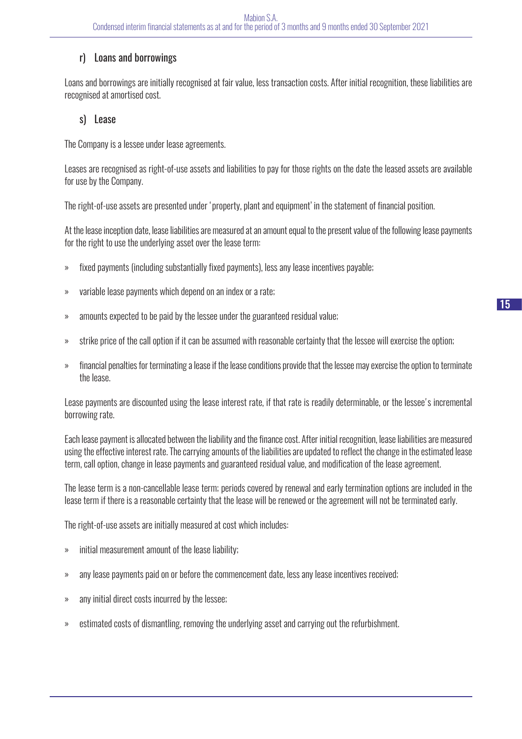## r) Loans and borrowings

Loans and borrowings are initially recognised at fair value, less transaction costs. After initial recognition, these liabilities are recognised at amortised cost.

## s) Lease

The Company is a lessee under lease agreements.

Leases are recognised as right-of-use assets and liabilities to pay for those rights on the date the leased assets are available for use by the Company.

The right-of-use assets are presented under 'property, plant and equipment' in the statement of financial position.

At the lease inception date, lease liabilities are measured at an amount equal to the present value of the following lease payments for the right to use the underlying asset over the lease term:

- fixed payments (including substantially fixed payments), less any lease incentives payable;
- variable lease payments which depend on an index or a rate;
- amounts expected to be paid by the lessee under the guaranteed residual value;
- strike price of the call option if it can be assumed with reasonable certainty that the lessee will exercise the option;
- financial penalties for terminating a lease if the lease conditions provide that the lessee may exercise the option to terminate the lease.

Lease payments are discounted using the lease interest rate, if that rate is readily determinable, or the lessee's incremental borrowing rate.

Each lease payment is allocated between the liability and the finance cost. After initial recognition, lease liabilities are measured using the effective interest rate. The carrying amounts of the liabilities are updated to reflect the change in the estimated lease term, call option, change in lease payments and guaranteed residual value, and modification of the lease agreement.

The lease term is a non-cancellable lease term; periods covered by renewal and early termination options are included in the lease term if there is a reasonable certainty that the lease will be renewed or the agreement will not be terminated early.

The right-of-use assets are initially measured at cost which includes:

- initial measurement amount of the lease liability;
- any lease payments paid on or before the commencement date, less any lease incentives received;
- any initial direct costs incurred by the lessee;
- estimated costs of dismantling, removing the underlying asset and carrying out the refurbishment.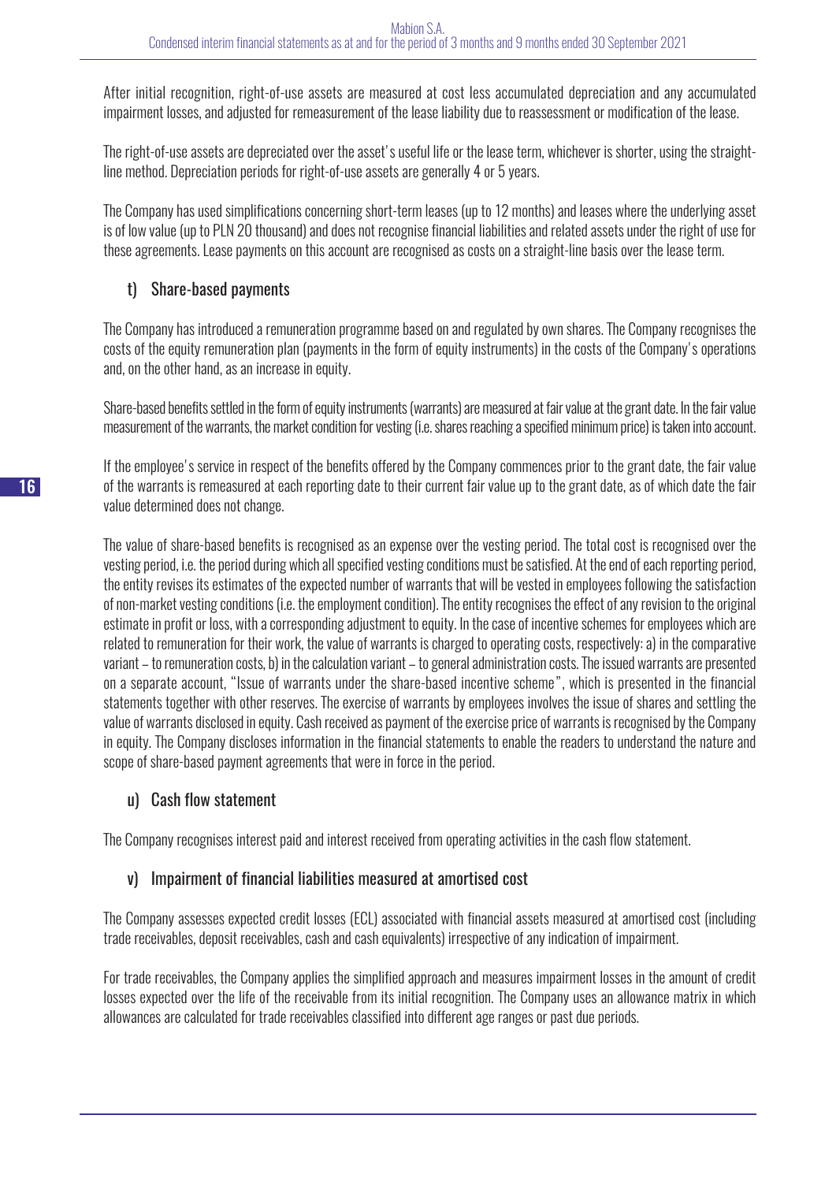After initial recognition, right-of-use assets are measured at cost less accumulated depreciation and any accumulated impairment losses, and adjusted for remeasurement of the lease liability due to reassessment or modification of the lease.

The right-of-use assets are depreciated over the asset's useful life or the lease term, whichever is shorter, using the straight-line method. Depreciation periods for right-of-use assets are generally 4 or 5 years.

The Company has used simplifications concerning short-term leases (up to 12 months) and leases where the underlying asset is of low value (up to PLN 20 thousand) and does not recognise financial liabilities and related assets under the right of use for these agreements. Lease payments on this account are recognised as costs on a straight-line basis over the lease term.

### t) Share-based payments

The Company has introduced a remuneration programme based on and regulated by own shares. The Company recognises the costs of the equity remuneration plan (payments in the form of equity instruments) in the costs of the Company's operations and, on the other hand, as an increase in equity.

Share-based benefits settled in the form of equity instruments (warrants) are measured at fair value at the grant date. In the fair value measurement of the warrants, the market condition for vesting (i.e. shares reaching a specified minimum price) is taken into account.

If the employee's service in respect of the benefits offered by the Company commences prior to the grant date, the fair value of the warrants is remeasured at each reporting date to their current fair value up to the grant date, as of which date the fair value determined does not change.

The value of share-based benefits is recognised as an expense over the vesting period. The total cost is recognised over the vesting period, i.e. the period during which all specified vesting conditions must be satisfied. At the end of each reporting period, the entity revises its estimates of the expected number of warrants that will be vested in employees following the satisfaction of non-market vesting conditions (i.e. the employment condition). The entity recognises the effect of any revision to the original estimate in profit or loss, with a corresponding adjustment to equity. In the case of incentive schemes for employees which are related to remuneration for their work, the value of warrants is charged to operating costs, respectively: a) in the comparative variant – to remuneration costs, b) in the calculation variant – to general administration costs. The issued warrants are presented on a separate account, "Issue of warrants under the share-based incentive scheme", which is presented in the financial statements together with other reserves. The exercise of warrants by employees involves the issue of shares and settling the value of warrants disclosed in equity. Cash received as payment of the exercise price of warrants is recognised by the Company in equity. The Company discloses information in the financial statements to enable the readers to understand the nature and scope of share-based payment agreements that were in force in the period.

### u) Cash flow statement

The Company recognises interest paid and interest received from operating activities in the cash flow statement.

### v) Impairment of financial liabilities measured at amortised cost

The Company assesses expected credit losses (ECL) associated with financial assets measured at amortised cost (including trade receivables, deposit receivables, cash and cash equivalents) irrespective of any indication of impairment.

For trade receivables, the Company applies the simplified approach and measures impairment losses in the amount of credit losses expected over the life of the receivable from its initial recognition. The Company uses an allowance matrix in which allowances are calculated for trade receivables classified into different age ranges or past due periods.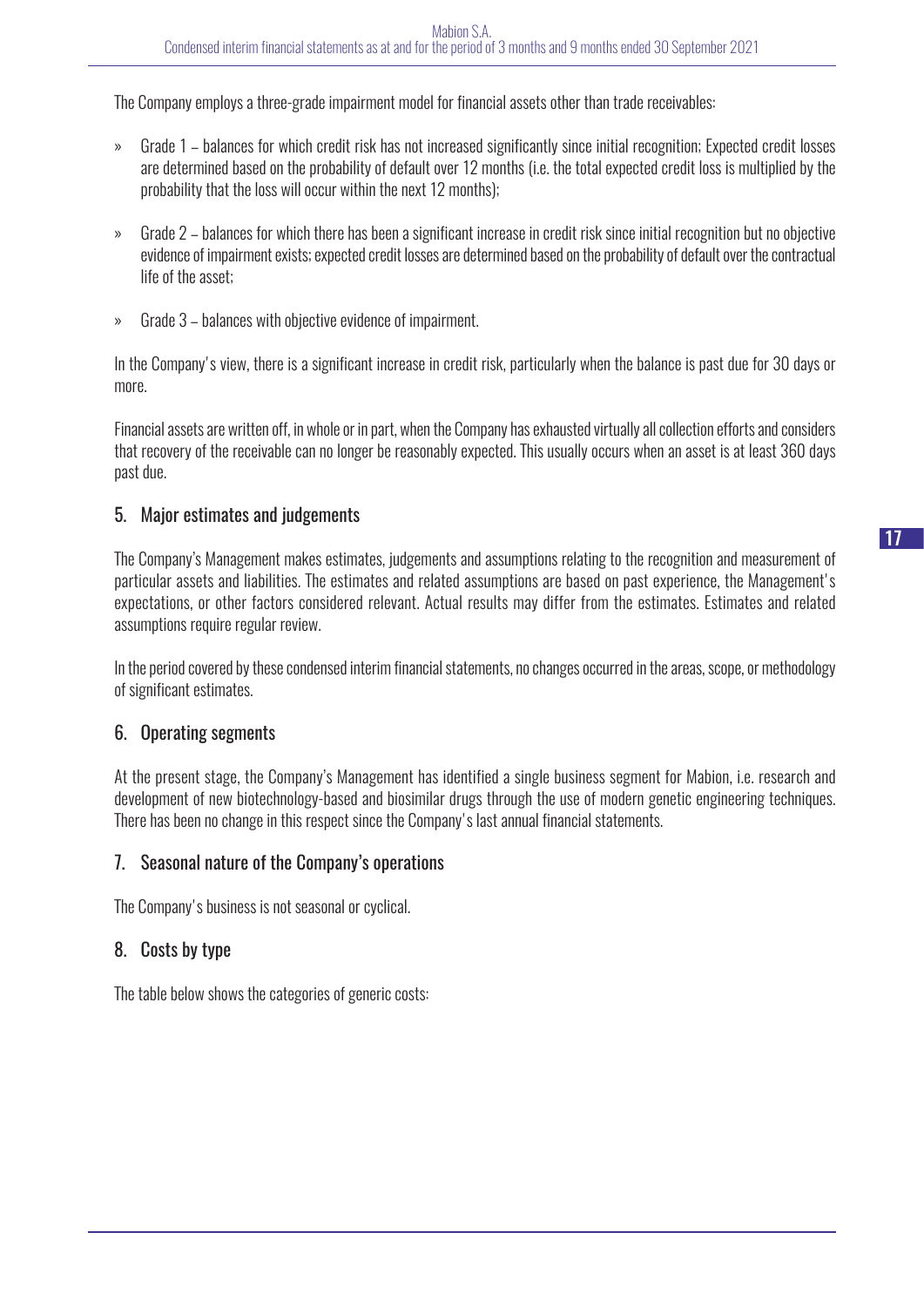The Company employs a three-grade impairment model for financial assets other than trade receivables:

- Grade 1 – balances for which credit risk has not increased significantly since initial recognition; Expected credit losses are determined based on the probability of default over 12 months (i.e. the total expected credit loss is multiplied by the probability that the loss will occur within the next 12 months);
- Grade 2 – balances for which there has been a significant increase in credit risk since initial recognition but no objective evidence of impairment exists; expected credit losses are determined based on the probability of default over the contractual life of the asset;
- Grade 3 – balances with objective evidence of impairment.

In the Company's view, there is a significant increase in credit risk, particularly when the balance is past due for 30 days or more.

Financial assets are written off, in whole or in part, when the Company has exhausted virtually all collection efforts and considers that recovery of the receivable can no longer be reasonably expected. This usually occurs when an asset is at least 360 days past due.

## 5. Major estimates and judgements

The Company's Management makes estimates, judgements and assumptions relating to the recognition and measurement of particular assets and liabilities. The estimates and related assumptions are based on past experience, the Management's expectations, or other factors considered relevant. Actual results may differ from the estimates. Estimates and related assumptions require regular review.

In the period covered by these condensed interim financial statements, no changes occurred in the areas, scope, or methodology of significant estimates.

## 6. Operating segments

At the present stage, the Company's Management has identified a single business segment for Mabion, i.e. research and development of new biotechnology-based and biosimilar drugs through the use of modern genetic engineering techniques. There has been no change in this respect since the Company's last annual financial statements.

## 7. Seasonal nature of the Company's operations

The Company's business is not seasonal or cyclical.

## 8. Costs by type

The table below shows the categories of generic costs: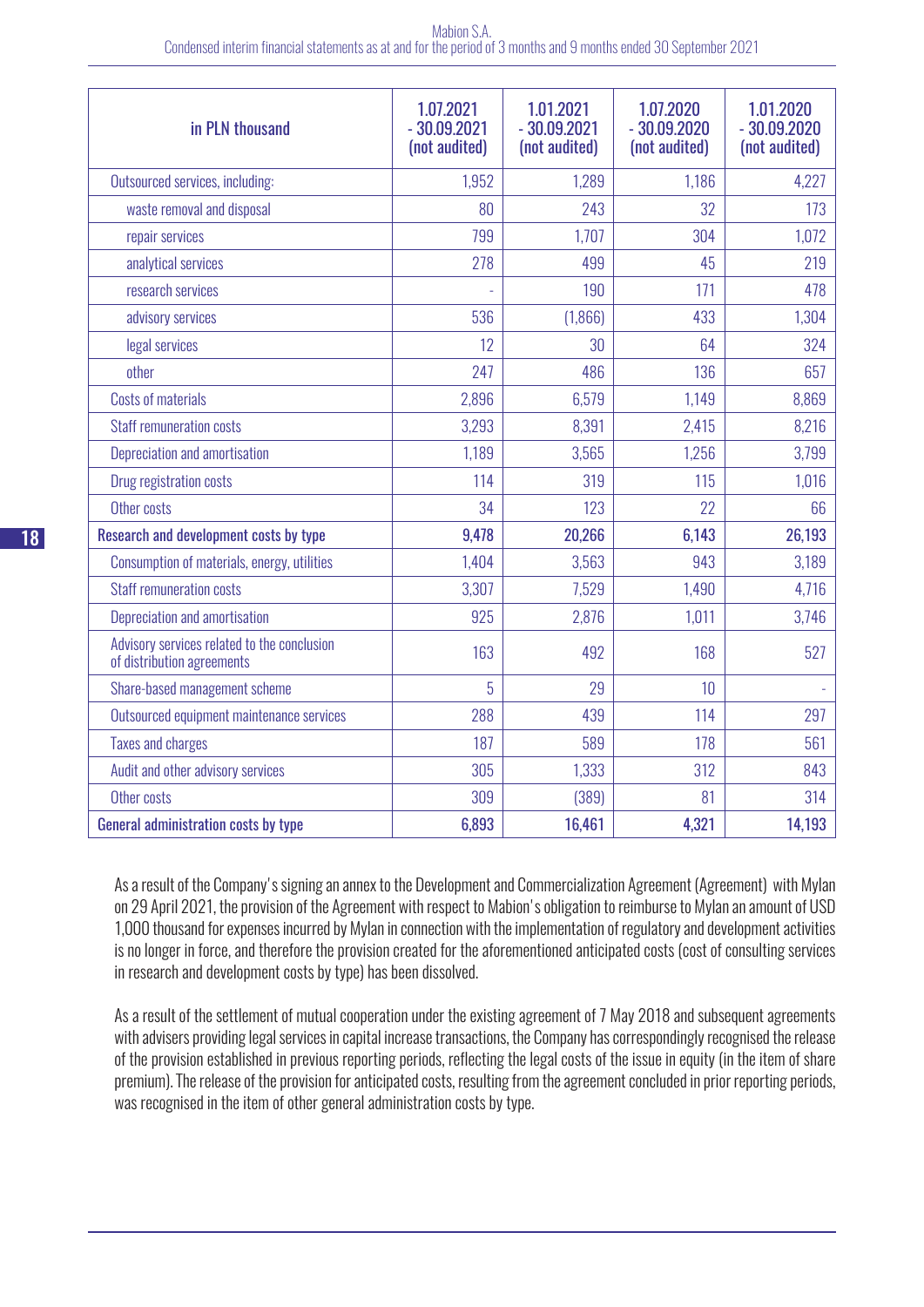| in PLN thousand | 1.07.2021 - 30.09.2021 (not audited) | 1.01.2021 - 30.09.2021 (not audited) | 1.07.2020 - 30.09.2020 (not audited) | 1.01.2020 - 30.09.2020 (not audited) |
|---|---|---|---|---|
| Outsourced services, including: | 1,952 | 1,289 | 1,186 | 4,227 |
| waste removal and disposal | 80 | 243 | 32 | 173 |
| repair services | 799 | 1,707 | 304 | 1,072 |
| analytical services | 278 | 499 | 45 | 219 |
| research services | - | 190 | 171 | 478 |
| advisory services | 536 | (1,866) | 433 | 1,304 |
| legal services | 12 | 30 | 64 | 324 |
| other | 247 | 486 | 136 | 657 |
| Costs of materials | 2,896 | 6,579 | 1,149 | 8,869 |
| Staff remuneration costs | 3,293 | 8,391 | 2,415 | 8,216 |
| Depreciation and amortisation | 1,189 | 3,565 | 1,256 | 3,799 |
| Drug registration costs | 114 | 319 | 115 | 1,016 |
| Other costs | 34 | 123 | 22 | 66 |
| **Research and development costs by type** | **9,478** | **20,266** | **6,143** | **26,193** |
| Consumption of materials, energy, utilities | 1,404 | 3,563 | 943 | 3,189 |
| Staff remuneration costs | 3,307 | 7,529 | 1,490 | 4,716 |
| Depreciation and amortisation | 925 | 2,876 | 1,011 | 3,746 |
| Advisory services related to the conclusion of distribution agreements | 163 | 492 | 168 | 527 |
| Share-based management scheme | 5 | 29 | 10 | - |
| Outsourced equipment maintenance services | 288 | 439 | 114 | 297 |
| Taxes and charges | 187 | 589 | 178 | 561 |
| Audit and other advisory services | 305 | 1,333 | 312 | 843 |
| Other costs | 309 | (389) | 81 | 314 |
| **General administration costs by type** | **6,893** | **16,461** | **4,321** | **14,193** |

As a result of the Company's signing an annex to the Development and Commercialization Agreement (Agreement) with Mylan on 29 April 2021, the provision of the Agreement with respect to Mabion's obligation to reimburse to Mylan an amount of USD 1,000 thousand for expenses incurred by Mylan in connection with the implementation of regulatory and development activities is no longer in force, and therefore the provision created for the aforementioned anticipated costs (cost of consulting services in research and development costs by type) has been dissolved.

As a result of the settlement of mutual cooperation under the existing agreement of 7 May 2018 and subsequent agreements with advisers providing legal services in capital increase transactions, the Company has correspondingly recognised the release of the provision established in previous reporting periods, reflecting the legal costs of the issue in equity (in the item of share premium). The release of the provision for anticipated costs, resulting from the agreement concluded in prior reporting periods, was recognised in the item of other general administration costs by type.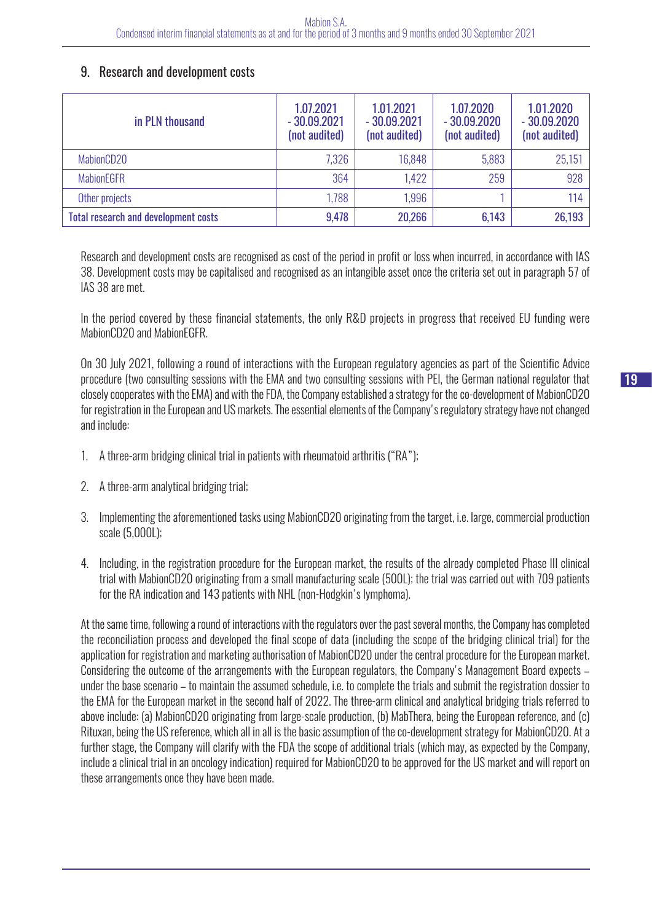## 9. Research and development costs

| in PLN thousand | 1.07.2021 - 30.09.2021 (not audited) | 1.01.2021 - 30.09.2021 (not audited) | 1.07.2020 - 30.09.2020 (not audited) | 1.01.2020 - 30.09.2020 (not audited) |
|---|---|---|---|---|
| MabionCD20 | 7,326 | 16,848 | 5,883 | 25,151 |
| MabionEGFR | 364 | 1,422 | 259 | 928 |
| Other projects | 1,788 | 1,996 | 1 | 114 |
| **Total research and development costs** | **9,478** | **20,266** | **6,143** | **26,193** |

Research and development costs are recognised as cost of the period in profit or loss when incurred, in accordance with IAS 38. Development costs may be capitalised and recognised as an intangible asset once the criteria set out in paragraph 57 of IAS 38 are met.

In the period covered by these financial statements, the only R&D projects in progress that received EU funding were MabionCD20 and MabionEGFR.

On 30 July 2021, following a round of interactions with the European regulatory agencies as part of the Scientific Advice procedure (two consulting sessions with the EMA and two consulting sessions with PEI, the German national regulator that closely cooperates with the EMA) and with the FDA, the Company established a strategy for the co-development of MabionCD20 for registration in the European and US markets. The essential elements of the Company's regulatory strategy have not changed and include:

1. A three-arm bridging clinical trial in patients with rheumatoid arthritis ("RA");
2. A three-arm analytical bridging trial;
3. Implementing the aforementioned tasks using MabionCD20 originating from the target, i.e. large, commercial production scale (5,000L);
4. Including, in the registration procedure for the European market, the results of the already completed Phase III clinical trial with MabionCD20 originating from a small manufacturing scale (500L); the trial was carried out with 709 patients for the RA indication and 143 patients with NHL (non-Hodgkin's lymphoma).

At the same time, following a round of interactions with the regulators over the past several months, the Company has completed the reconciliation process and developed the final scope of data (including the scope of the bridging clinical trial) for the application for registration and marketing authorisation of MabionCD20 under the central procedure for the European market. Considering the outcome of the arrangements with the European regulators, the Company's Management Board expects – under the base scenario – to maintain the assumed schedule, i.e. to complete the trials and submit the registration dossier to the EMA for the European market in the second half of 2022. The three-arm clinical and analytical bridging trials referred to above include: (a) MabionCD20 originating from large-scale production, (b) MabThera, being the European reference, and (c) Rituxan, being the US reference, which all in all is the basic assumption of the co-development strategy for MabionCD20. At a further stage, the Company will clarify with the FDA the scope of additional trials (which may, as expected by the Company, include a clinical trial in an oncology indication) required for MabionCD20 to be approved for the US market and will report on these arrangements once they have been made.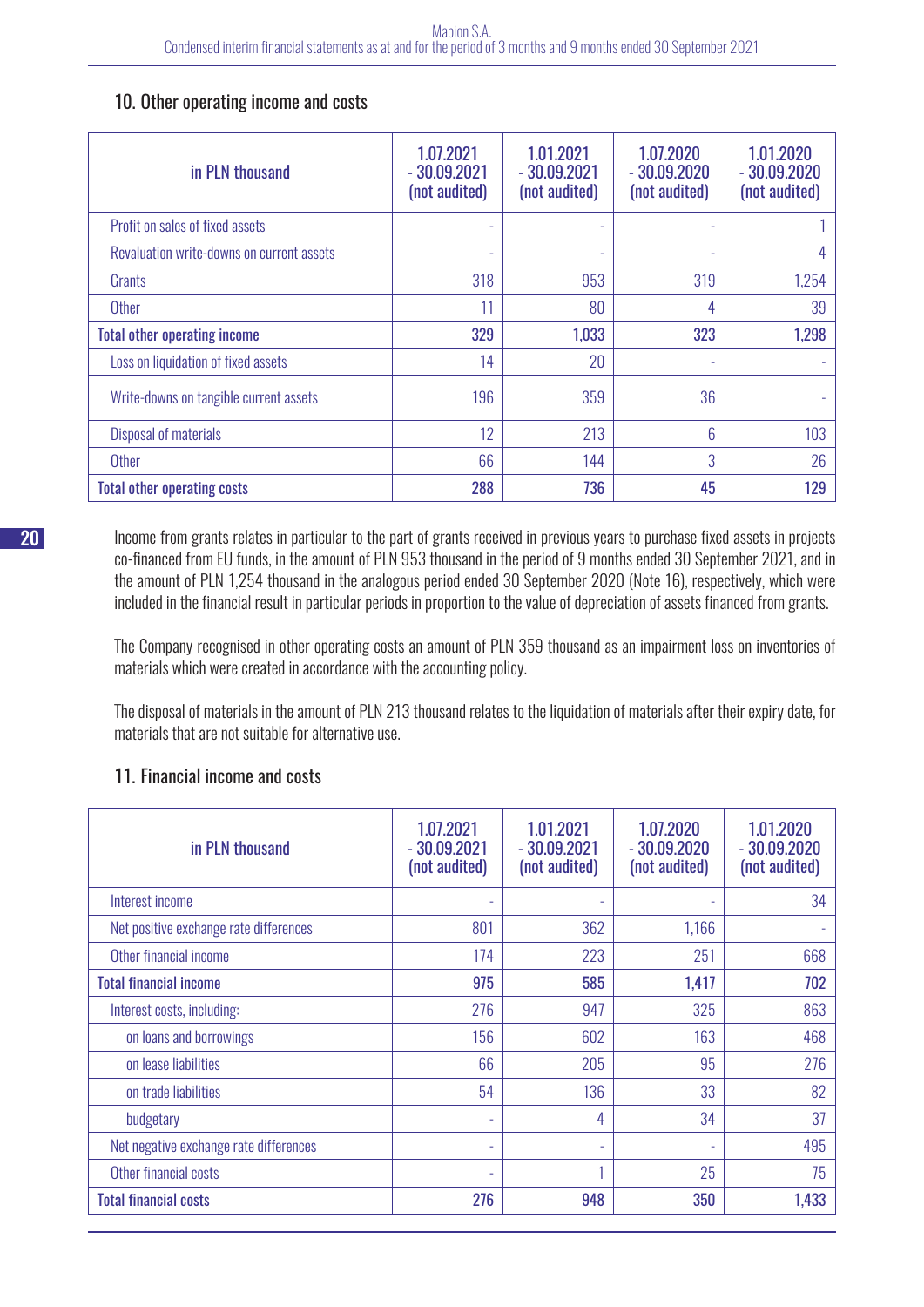## 10. Other operating income and costs

| in PLN thousand | 1.07.2021 - 30.09.2021 (not audited) | 1.01.2021 - 30.09.2021 (not audited) | 1.07.2020 - 30.09.2020 (not audited) | 1.01.2020 - 30.09.2020 (not audited) |
|---|---|---|---|---|
| Profit on sales of fixed assets | - | - | - | 1 |
| Revaluation write-downs on current assets | - | - | - | 4 |
| Grants | 318 | 953 | 319 | 1,254 |
| Other | 11 | 80 | 4 | 39 |
| **Total other operating income** | **329** | **1,033** | **323** | **1,298** |
| Loss on liquidation of fixed assets | 14 | 20 | - | - |
| Write-downs on tangible current assets | 196 | 359 | 36 | - |
| Disposal of materials | 12 | 213 | 6 | 103 |
| Other | 66 | 144 | 3 | 26 |
| **Total other operating costs** | **288** | **736** | **45** | **129** |

Income from grants relates in particular to the part of grants received in previous years to purchase fixed assets in projects co-financed from EU funds, in the amount of PLN 953 thousand in the period of 9 months ended 30 September 2021, and in the amount of PLN 1,254 thousand in the analogous period ended 30 September 2020 (Note 16), respectively, which were included in the financial result in particular periods in proportion to the value of depreciation of assets financed from grants.

The Company recognised in other operating costs an amount of PLN 359 thousand as an impairment loss on inventories of materials which were created in accordance with the accounting policy.

The disposal of materials in the amount of PLN 213 thousand relates to the liquidation of materials after their expiry date, for materials that are not suitable for alternative use.

## 11. Financial income and costs

| in PLN thousand | 1.07.2021 - 30.09.2021 (not audited) | 1.01.2021 - 30.09.2021 (not audited) | 1.07.2020 - 30.09.2020 (not audited) | 1.01.2020 - 30.09.2020 (not audited) |
|---|---|---|---|---|
| Interest income | - | - | - | 34 |
| Net positive exchange rate differences | 801 | 362 | 1,166 | - |
| Other financial income | 174 | 223 | 251 | 668 |
| **Total financial income** | **975** | **585** | **1,417** | **702** |
| Interest costs, including: | 276 | 947 | 325 | 863 |
| on loans and borrowings | 156 | 602 | 163 | 468 |
| on lease liabilities | 66 | 205 | 95 | 276 |
| on trade liabilities | 54 | 136 | 33 | 82 |
| budgetary | - | 4 | 34 | 37 |
| Net negative exchange rate differences | - | - | - | 495 |
| Other financial costs | - | 1 | 25 | 75 |
| **Total financial costs** | **276** | **948** | **350** | **1,433** |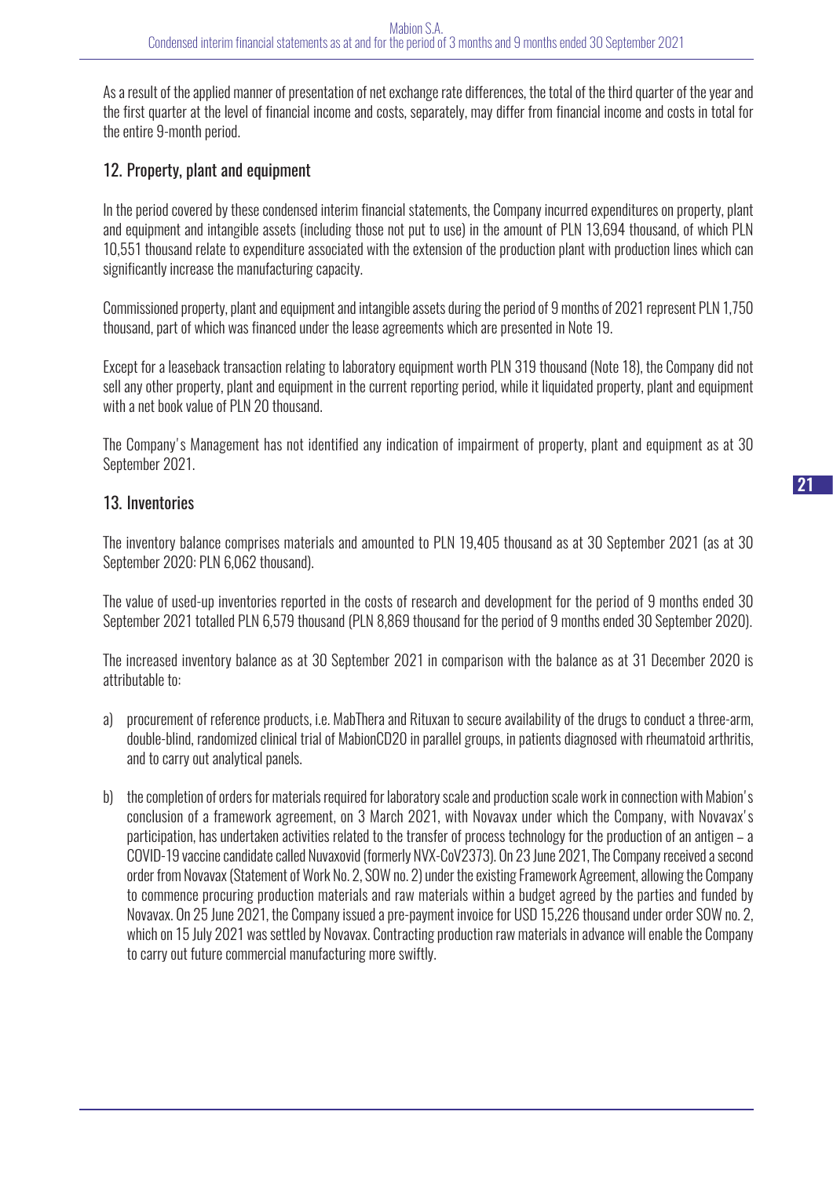As a result of the applied manner of presentation of net exchange rate differences, the total of the third quarter of the year and the first quarter at the level of financial income and costs, separately, may differ from financial income and costs in total for the entire 9-month period.

## 12. Property, plant and equipment

In the period covered by these condensed interim financial statements, the Company incurred expenditures on property, plant and equipment and intangible assets (including those not put to use) in the amount of PLN 13,694 thousand, of which PLN 10,551 thousand relate to expenditure associated with the extension of the production plant with production lines which can significantly increase the manufacturing capacity.

Commissioned property, plant and equipment and intangible assets during the period of 9 months of 2021 represent PLN 1,750 thousand, part of which was financed under the lease agreements which are presented in Note 19.

Except for a leaseback transaction relating to laboratory equipment worth PLN 319 thousand (Note 18), the Company did not sell any other property, plant and equipment in the current reporting period, while it liquidated property, plant and equipment with a net book value of PLN 20 thousand.

The Company's Management has not identified any indication of impairment of property, plant and equipment as at 30 September 2021.

## 13. Inventories

The inventory balance comprises materials and amounted to PLN 19,405 thousand as at 30 September 2021 (as at 30 September 2020: PLN 6,062 thousand).

The value of used-up inventories reported in the costs of research and development for the period of 9 months ended 30 September 2021 totalled PLN 6,579 thousand (PLN 8,869 thousand for the period of 9 months ended 30 September 2020).

The increased inventory balance as at 30 September 2021 in comparison with the balance as at 31 December 2020 is attributable to:

a) procurement of reference products, i.e. MabThera and Rituxan to secure availability of the drugs to conduct a three-arm, double-blind, randomized clinical trial of MabionCD20 in parallel groups, in patients diagnosed with rheumatoid arthritis, and to carry out analytical panels.

b) the completion of orders for materials required for laboratory scale and production scale work in connection with Mabion's conclusion of a framework agreement, on 3 March 2021, with Novavax under which the Company, with Novavax's participation, has undertaken activities related to the transfer of process technology for the production of an antigen – a COVID-19 vaccine candidate called Nuvaxovid (formerly NVX-CoV2373). On 23 June 2021, The Company received a second order from Novavax (Statement of Work No. 2, SOW no. 2) under the existing Framework Agreement, allowing the Company to commence procuring production materials and raw materials within a budget agreed by the parties and funded by Novavax. On 25 June 2021, the Company issued a pre-payment invoice for USD 15,226 thousand under order SOW no. 2, which on 15 July 2021 was settled by Novavax. Contracting production raw materials in advance will enable the Company to carry out future commercial manufacturing more swiftly.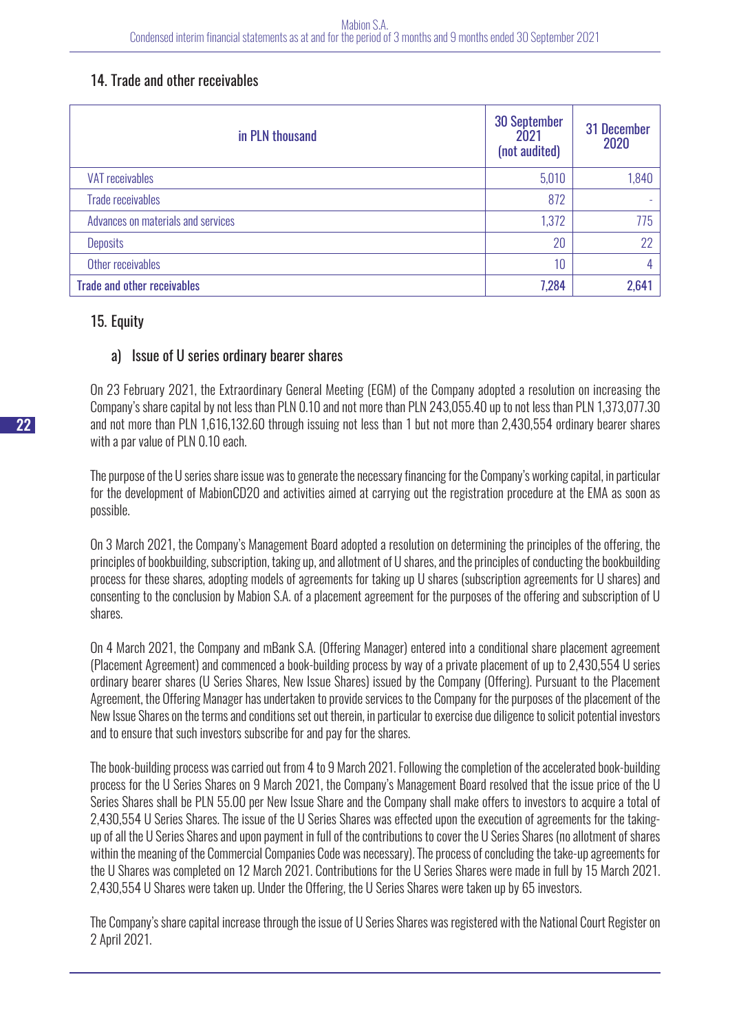## 14. Trade and other receivables

| in PLN thousand | 30 September 2021 (not audited) | 31 December 2020 |
|---|---|---|
| VAT receivables | 5,010 | 1,840 |
| Trade receivables | 872 | - |
| Advances on materials and services | 1,372 | 775 |
| Deposits | 20 | 22 |
| Other receivables | 10 | 4 |
| **Trade and other receivables** | **7,284** | **2,641** |

## 15. Equity

### a) Issue of U series ordinary bearer shares

On 23 February 2021, the Extraordinary General Meeting (EGM) of the Company adopted a resolution on increasing the Company's share capital by not less than PLN 0.10 and not more than PLN 243,055.40 up to not less than PLN 1,373,077.30 and not more than PLN 1,616,132.60 through issuing not less than 1 but not more than 2,430,554 ordinary bearer shares with a par value of PLN 0.10 each.

The purpose of the U series share issue was to generate the necessary financing for the Company's working capital, in particular for the development of MabionCD20 and activities aimed at carrying out the registration procedure at the EMA as soon as possible.

On 3 March 2021, the Company's Management Board adopted a resolution on determining the principles of the offering, the principles of bookbuilding, subscription, taking up, and allotment of U shares, and the principles of conducting the bookbuilding process for these shares, adopting models of agreements for taking up U shares (subscription agreements for U shares) and consenting to the conclusion by Mabion S.A. of a placement agreement for the purposes of the offering and subscription of U shares.

On 4 March 2021, the Company and mBank S.A. (Offering Manager) entered into a conditional share placement agreement (Placement Agreement) and commenced a book-building process by way of a private placement of up to 2,430,554 U series ordinary bearer shares (U Series Shares, New Issue Shares) issued by the Company (Offering). Pursuant to the Placement Agreement, the Offering Manager has undertaken to provide services to the Company for the purposes of the placement of the New Issue Shares on the terms and conditions set out therein, in particular to exercise due diligence to solicit potential investors and to ensure that such investors subscribe for and pay for the shares.

The book-building process was carried out from 4 to 9 March 2021. Following the completion of the accelerated book-building process for the U Series Shares on 9 March 2021, the Company's Management Board resolved that the issue price of the U Series Shares shall be PLN 55.00 per New Issue Share and the Company shall make offers to investors to acquire a total of 2,430,554 U Series Shares. The issue of the U Series Shares was effected upon the execution of agreements for the taking-up of all the U Series Shares and upon payment in full of the contributions to cover the U Series Shares (no allotment of shares within the meaning of the Commercial Companies Code was necessary). The process of concluding the take-up agreements for the U Shares was completed on 12 March 2021. Contributions for the U Series Shares were made in full by 15 March 2021. 2,430,554 U Shares were taken up. Under the Offering, the U Series Shares were taken up by 65 investors.

The Company's share capital increase through the issue of U Series Shares was registered with the National Court Register on 2 April 2021.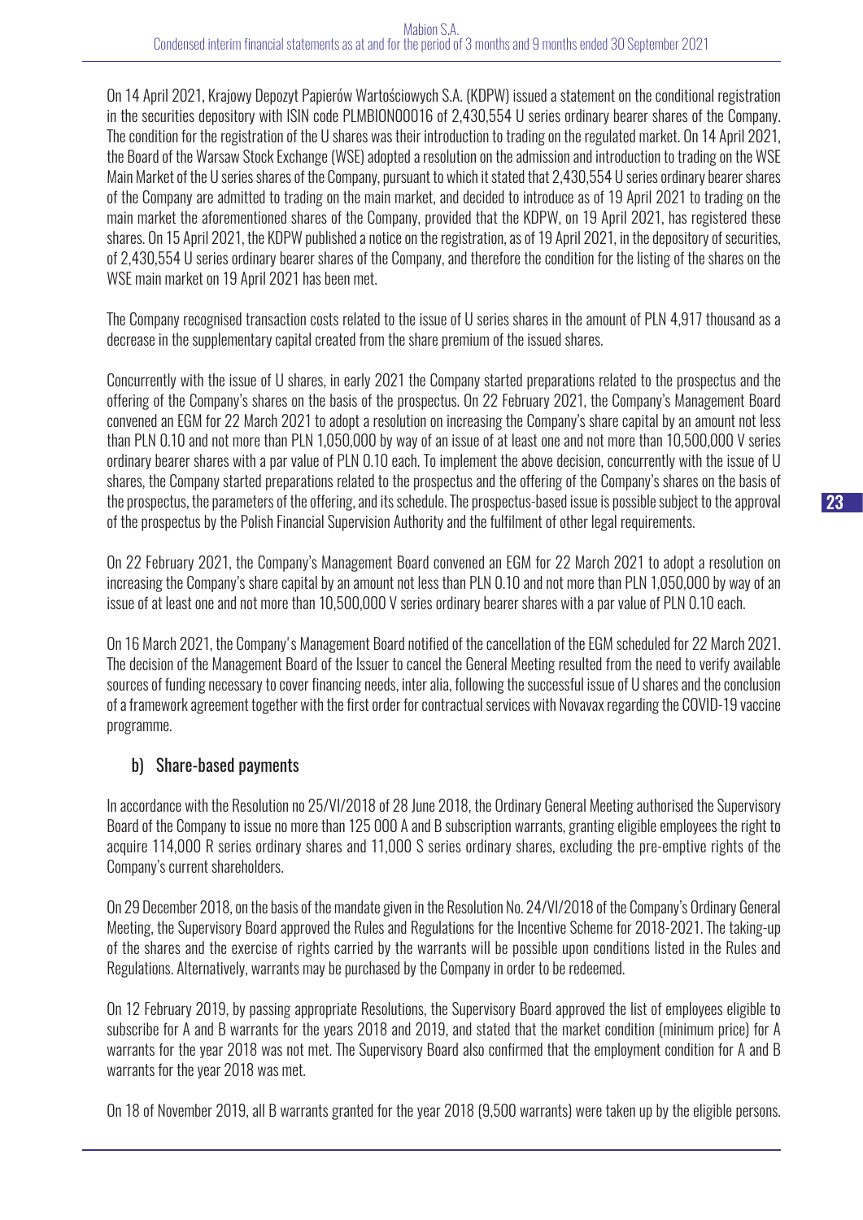On 14 April 2021, Krajowy Depozyt Papierów Wartościowych S.A. (KDPW) issued a statement on the conditional registration in the securities depository with ISIN code PLMBION00016 of 2,430,554 U series ordinary bearer shares of the Company. The condition for the registration of the U shares was their introduction to trading on the regulated market. On 14 April 2021, the Board of the Warsaw Stock Exchange (WSE) adopted a resolution on the admission and introduction to trading on the WSE Main Market of the U series shares of the Company, pursuant to which it stated that 2,430,554 U series ordinary bearer shares of the Company are admitted to trading on the main market, and decided to introduce as of 19 April 2021 to trading on the main market the aforementioned shares of the Company, provided that the KDPW, on 19 April 2021, has registered these shares. On 15 April 2021, the KDPW published a notice on the registration, as of 19 April 2021, in the depository of securities, of 2,430,554 U series ordinary bearer shares of the Company, and therefore the condition for the listing of the shares on the WSE main market on 19 April 2021 has been met.

The Company recognised transaction costs related to the issue of U series shares in the amount of PLN 4,917 thousand as a decrease in the supplementary capital created from the share premium of the issued shares.

Concurrently with the issue of U shares, in early 2021 the Company started preparations related to the prospectus and the offering of the Company's shares on the basis of the prospectus. On 22 February 2021, the Company's Management Board convened an EGM for 22 March 2021 to adopt a resolution on increasing the Company's share capital by an amount not less than PLN 0.10 and not more than PLN 1,050,000 by way of an issue of at least one and not more than 10,500,000 V series ordinary bearer shares with a par value of PLN 0.10 each. To implement the above decision, concurrently with the issue of U shares, the Company started preparations related to the prospectus and the offering of the Company's shares on the basis of the prospectus, the parameters of the offering, and its schedule. The prospectus-based issue is possible subject to the approval of the prospectus by the Polish Financial Supervision Authority and the fulfilment of other legal requirements.

On 22 February 2021, the Company's Management Board convened an EGM for 22 March 2021 to adopt a resolution on increasing the Company's share capital by an amount not less than PLN 0.10 and not more than PLN 1,050,000 by way of an issue of at least one and not more than 10,500,000 V series ordinary bearer shares with a par value of PLN 0.10 each.

On 16 March 2021, the Company's Management Board notified of the cancellation of the EGM scheduled for 22 March 2021. The decision of the Management Board of the Issuer to cancel the General Meeting resulted from the need to verify available sources of funding necessary to cover financing needs, inter alia, following the successful issue of U shares and the conclusion of a framework agreement together with the first order for contractual services with Novavax regarding the COVID-19 vaccine programme.

## b) Share-based payments

In accordance with the Resolution no 25/VI/2018 of 28 June 2018, the Ordinary General Meeting authorised the Supervisory Board of the Company to issue no more than 125 000 A and B subscription warrants, granting eligible employees the right to acquire 114,000 R series ordinary shares and 11,000 S series ordinary shares, excluding the pre-emptive rights of the Company's current shareholders.

On 29 December 2018, on the basis of the mandate given in the Resolution No. 24/VI/2018 of the Company's Ordinary General Meeting, the Supervisory Board approved the Rules and Regulations for the Incentive Scheme for 2018-2021. The taking-up of the shares and the exercise of rights carried by the warrants will be possible upon conditions listed in the Rules and Regulations. Alternatively, warrants may be purchased by the Company in order to be redeemed.

On 12 February 2019, by passing appropriate Resolutions, the Supervisory Board approved the list of employees eligible to subscribe for A and B warrants for the years 2018 and 2019, and stated that the market condition (minimum price) for A warrants for the year 2018 was not met. The Supervisory Board also confirmed that the employment condition for A and B warrants for the year 2018 was met.

On 18 of November 2019, all B warrants granted for the year 2018 (9,500 warrants) were taken up by the eligible persons.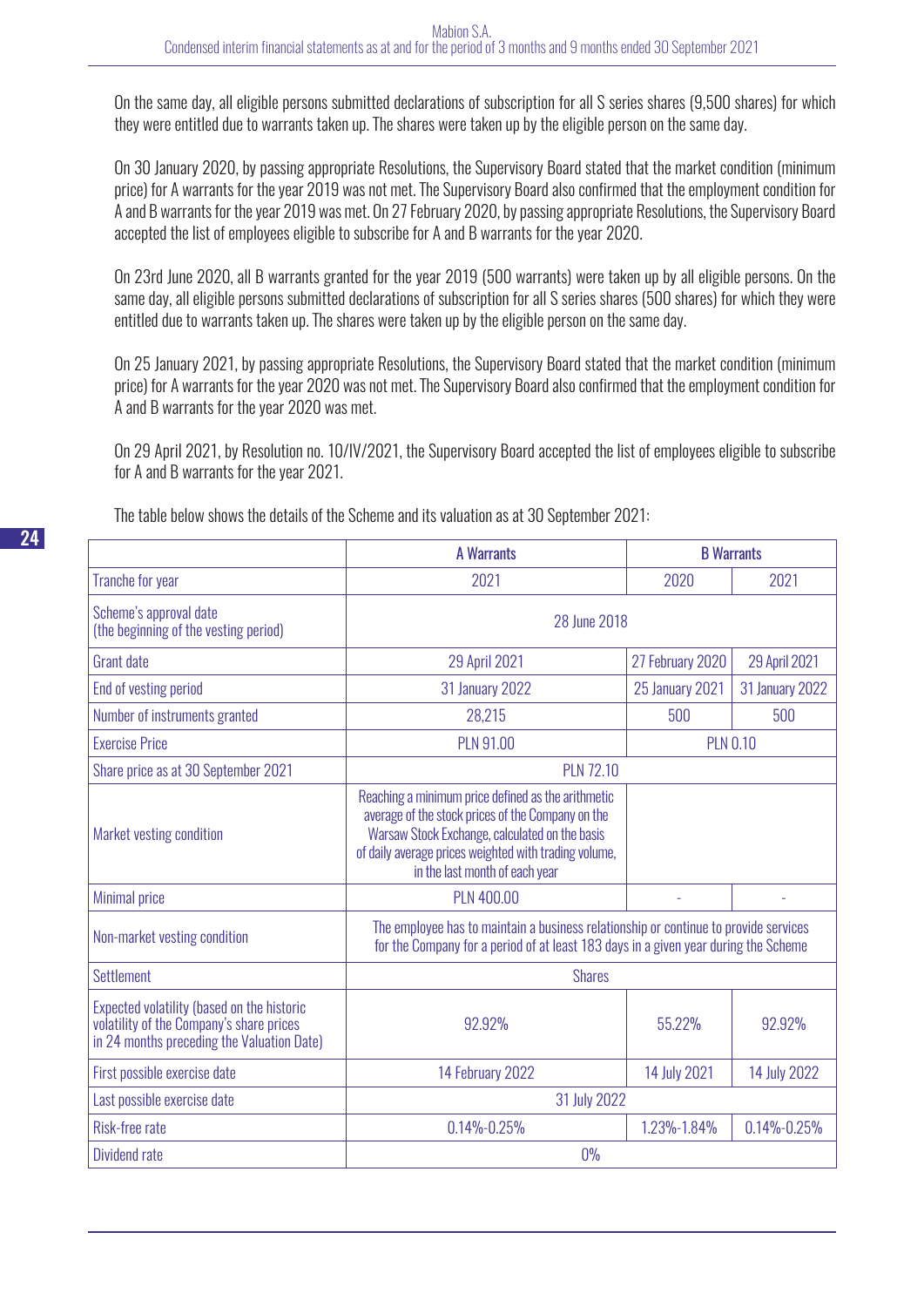On the same day, all eligible persons submitted declarations of subscription for all S series shares (9,500 shares) for which they were entitled due to warrants taken up. The shares were taken up by the eligible person on the same day.

On 30 January 2020, by passing appropriate Resolutions, the Supervisory Board stated that the market condition (minimum price) for A warrants for the year 2019 was not met. The Supervisory Board also confirmed that the employment condition for A and B warrants for the year 2019 was met. On 27 February 2020, by passing appropriate Resolutions, the Supervisory Board accepted the list of employees eligible to subscribe for A and B warrants for the year 2020.

On 23rd June 2020, all B warrants granted for the year 2019 (500 warrants) were taken up by all eligible persons. On the same day, all eligible persons submitted declarations of subscription for all S series shares (500 shares) for which they were entitled due to warrants taken up. The shares were taken up by the eligible person on the same day.

On 25 January 2021, by passing appropriate Resolutions, the Supervisory Board stated that the market condition (minimum price) for A warrants for the year 2020 was not met. The Supervisory Board also confirmed that the employment condition for A and B warrants for the year 2020 was met.

On 29 April 2021, by Resolution no. 10/IV/2021, the Supervisory Board accepted the list of employees eligible to subscribe for A and B warrants for the year 2021.

The table below shows the details of the Scheme and its valuation as at 30 September 2021:

| | A Warrants | B Warrants | |
|---|---|---|---|
| Tranche for year | 2021 | 2020 | 2021 |
| Scheme's approval date (the beginning of the vesting period) | 28 June 2018 | | |
| Grant date | 29 April 2021 | 27 February 2020 | 29 April 2021 |
| End of vesting period | 31 January 2022 | 25 January 2021 | 31 January 2022 |
| Number of instruments granted | 28,215 | 500 | 500 |
| Exercise Price | PLN 91.00 | PLN 0.10 | |
| Share price as at 30 September 2021 | PLN 72.10 | | |
| Market vesting condition | Reaching a minimum price defined as the arithmetic average of the stock prices of the Company on the Warsaw Stock Exchange, calculated on the basis of daily average prices weighted with trading volume, in the last month of each year | | |
| Minimal price | PLN 400.00 | - | - |
| Non-market vesting condition | The employee has to maintain a business relationship or continue to provide services for the Company for a period of at least 183 days in a given year during the Scheme | | |
| Settlement | Shares | | |
| Expected volatility (based on the historic volatility of the Company's share prices in 24 months preceding the Valuation Date) | 92.92% | 55.22% | 92.92% |
| First possible exercise date | 14 February 2022 | 14 July 2021 | 14 July 2022 |
| Last possible exercise date | 31 July 2022 | | |
| Risk-free rate | 0.14%-0.25% | 1.23%-1.84% | 0.14%-0.25% |
| Dividend rate | 0% | | |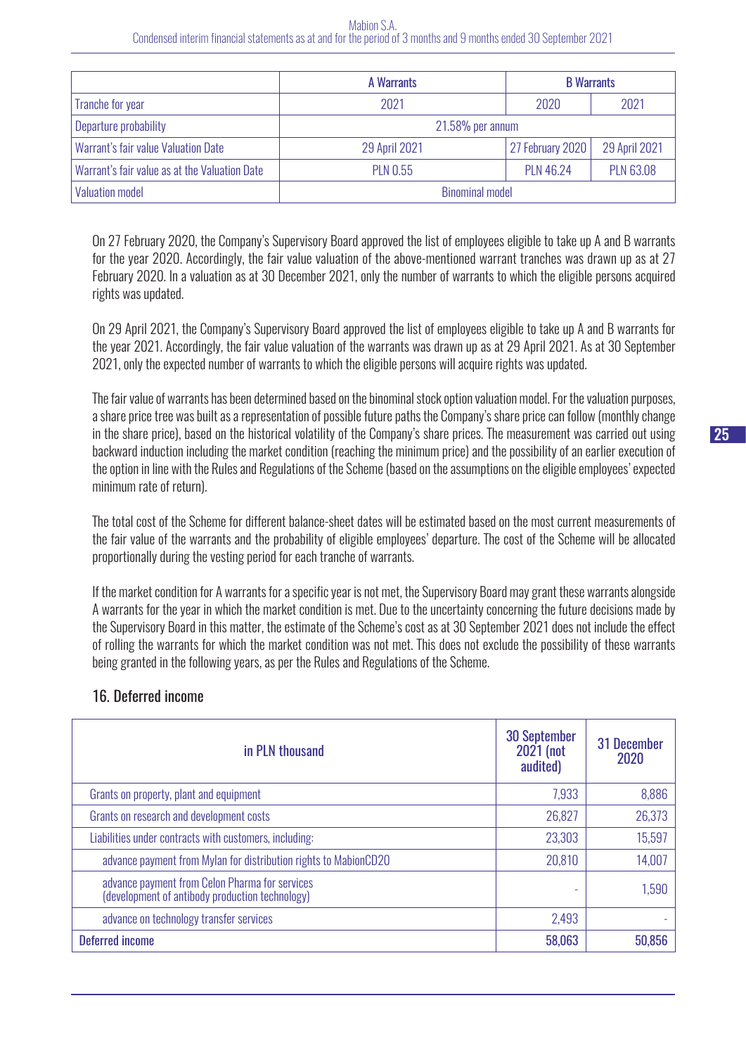| | A Warrants | B Warrants | |
|---|---|---|---|
| Tranche for year | 2021 | 2020 | 2021 |
| Departure probability | 21.58% per annum | | |
| Warrant's fair value Valuation Date | 29 April 2021 | 27 February 2020 | 29 April 2021 |
| Warrant's fair value as at the Valuation Date | PLN 0.55 | PLN 46.24 | PLN 63.08 |
| Valuation model | Binominal model | | |

On 27 February 2020, the Company's Supervisory Board approved the list of employees eligible to take up A and B warrants for the year 2020. Accordingly, the fair value valuation of the above-mentioned warrant tranches was drawn up as at 27 February 2020. In a valuation as at 30 December 2021, only the number of warrants to which the eligible persons acquired rights was updated.

On 29 April 2021, the Company's Supervisory Board approved the list of employees eligible to take up A and B warrants for the year 2021. Accordingly, the fair value valuation of the warrants was drawn up as at 29 April 2021. As at 30 September 2021, only the expected number of warrants to which the eligible persons will acquire rights was updated.

The fair value of warrants has been determined based on the binominal stock option valuation model. For the valuation purposes, a share price tree was built as a representation of possible future paths the Company's share price can follow (monthly change in the share price), based on the historical volatility of the Company's share prices. The measurement was carried out using backward induction including the market condition (reaching the minimum price) and the possibility of an earlier execution of the option in line with the Rules and Regulations of the Scheme (based on the assumptions on the eligible employees' expected minimum rate of return).

The total cost of the Scheme for different balance-sheet dates will be estimated based on the most current measurements of the fair value of the warrants and the probability of eligible employees' departure. The cost of the Scheme will be allocated proportionally during the vesting period for each tranche of warrants.

If the market condition for A warrants for a specific year is not met, the Supervisory Board may grant these warrants alongside A warrants for the year in which the market condition is met. Due to the uncertainty concerning the future decisions made by the Supervisory Board in this matter, the estimate of the Scheme's cost as at 30 September 2021 does not include the effect of rolling the warrants for which the market condition was not met. This does not exclude the possibility of these warrants being granted in the following years, as per the Rules and Regulations of the Scheme.

## 16. Deferred income

| in PLN thousand | 30 September 2021 (not audited) | 31 December 2020 |
|---|---|---|
| Grants on property, plant and equipment | 7,933 | 8,886 |
| Grants on research and development costs | 26,827 | 26,373 |
| Liabilities under contracts with customers, including: | 23,303 | 15,597 |
| advance payment from Mylan for distribution rights to MabionCD20 | 20,810 | 14,007 |
| advance payment from Celon Pharma for services (development of antibody production technology) | - | 1,590 |
| advance on technology transfer services | 2,493 | - |
| **Deferred income** | **58,063** | **50,856** |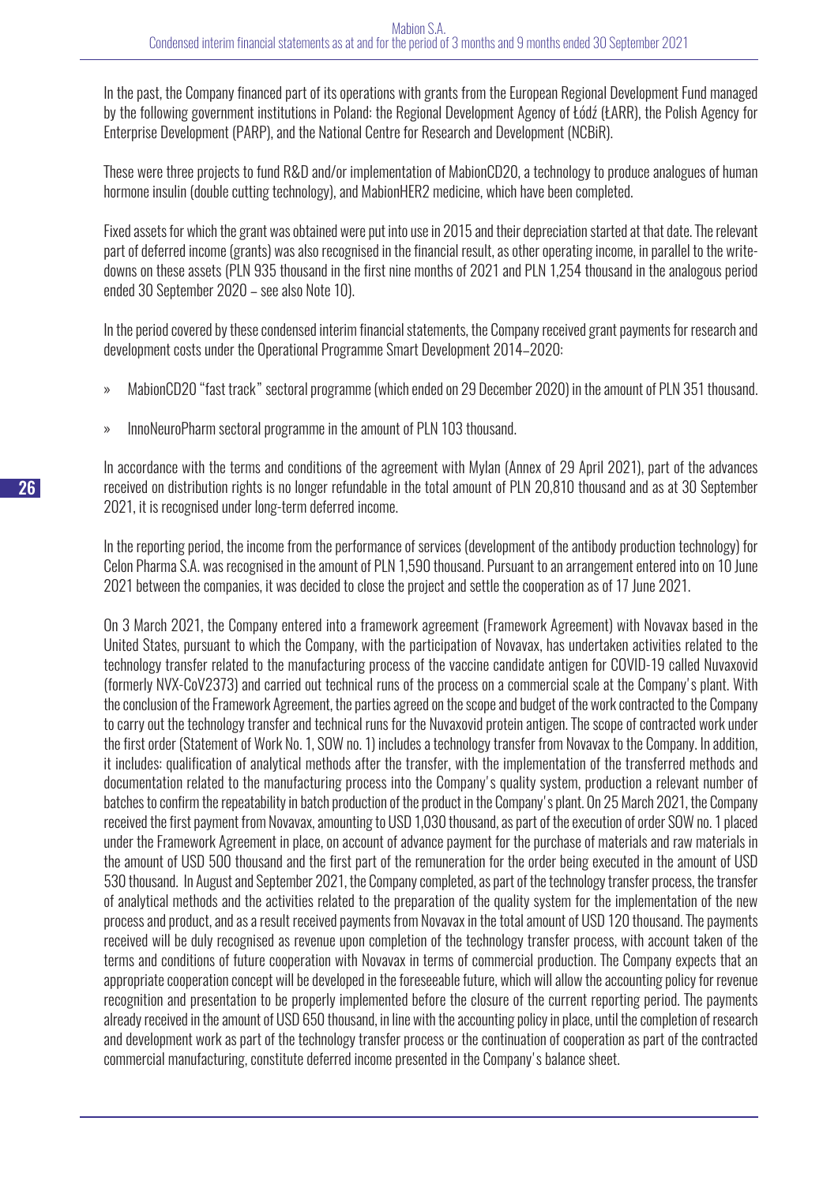In the past, the Company financed part of its operations with grants from the European Regional Development Fund managed by the following government institutions in Poland: the Regional Development Agency of Łódź (ŁARR), the Polish Agency for Enterprise Development (PARP), and the National Centre for Research and Development (NCBiR).

These were three projects to fund R&D and/or implementation of MabionCD20, a technology to produce analogues of human hormone insulin (double cutting technology), and MabionHER2 medicine, which have been completed.

Fixed assets for which the grant was obtained were put into use in 2015 and their depreciation started at that date. The relevant part of deferred income (grants) was also recognised in the financial result, as other operating income, in parallel to the write-downs on these assets (PLN 935 thousand in the first nine months of 2021 and PLN 1,254 thousand in the analogous period ended 30 September 2020 – see also Note 10).

In the period covered by these condensed interim financial statements, the Company received grant payments for research and development costs under the Operational Programme Smart Development 2014–2020:

» MabionCD20 "fast track" sectoral programme (which ended on 29 December 2020) in the amount of PLN 351 thousand.

» InnoNeuroPharm sectoral programme in the amount of PLN 103 thousand.

In accordance with the terms and conditions of the agreement with Mylan (Annex of 29 April 2021), part of the advances received on distribution rights is no longer refundable in the total amount of PLN 20,810 thousand and as at 30 September 2021, it is recognised under long-term deferred income.

In the reporting period, the income from the performance of services (development of the antibody production technology) for Celon Pharma S.A. was recognised in the amount of PLN 1,590 thousand. Pursuant to an arrangement entered into on 10 June 2021 between the companies, it was decided to close the project and settle the cooperation as of 17 June 2021.

On 3 March 2021, the Company entered into a framework agreement (Framework Agreement) with Novavax based in the United States, pursuant to which the Company, with the participation of Novavax, has undertaken activities related to the technology transfer related to the manufacturing process of the vaccine candidate antigen for COVID-19 called Nuvaxovid (formerly NVX-CoV2373) and carried out technical runs of the process on a commercial scale at the Company's plant. With the conclusion of the Framework Agreement, the parties agreed on the scope and budget of the work contracted to the Company to carry out the technology transfer and technical runs for the Nuvaxovid protein antigen. The scope of contracted work under the first order (Statement of Work No. 1, SOW no. 1) includes a technology transfer from Novavax to the Company. In addition, it includes: qualification of analytical methods after the transfer, with the implementation of the transferred methods and documentation related to the manufacturing process into the Company's quality system, production a relevant number of batches to confirm the repeatability in batch production of the product in the Company's plant. On 25 March 2021, the Company received the first payment from Novavax, amounting to USD 1,030 thousand, as part of the execution of order SOW no. 1 placed under the Framework Agreement in place, on account of advance payment for the purchase of materials and raw materials in the amount of USD 500 thousand and the first part of the remuneration for the order being executed in the amount of USD 530 thousand. In August and September 2021, the Company completed, as part of the technology transfer process, the transfer of analytical methods and the activities related to the preparation of the quality system for the implementation of the new process and product, and as a result received payments from Novavax in the total amount of USD 120 thousand. The payments received will be duly recognised as revenue upon completion of the technology transfer process, with account taken of the terms and conditions of future cooperation with Novavax in terms of commercial production. The Company expects that an appropriate cooperation concept will be developed in the foreseeable future, which will allow the accounting policy for revenue recognition and presentation to be properly implemented before the closure of the current reporting period. The payments already received in the amount of USD 650 thousand, in line with the accounting policy in place, until the completion of research and development work as part of the technology transfer process or the continuation of cooperation as part of the contracted commercial manufacturing, constitute deferred income presented in the Company's balance sheet.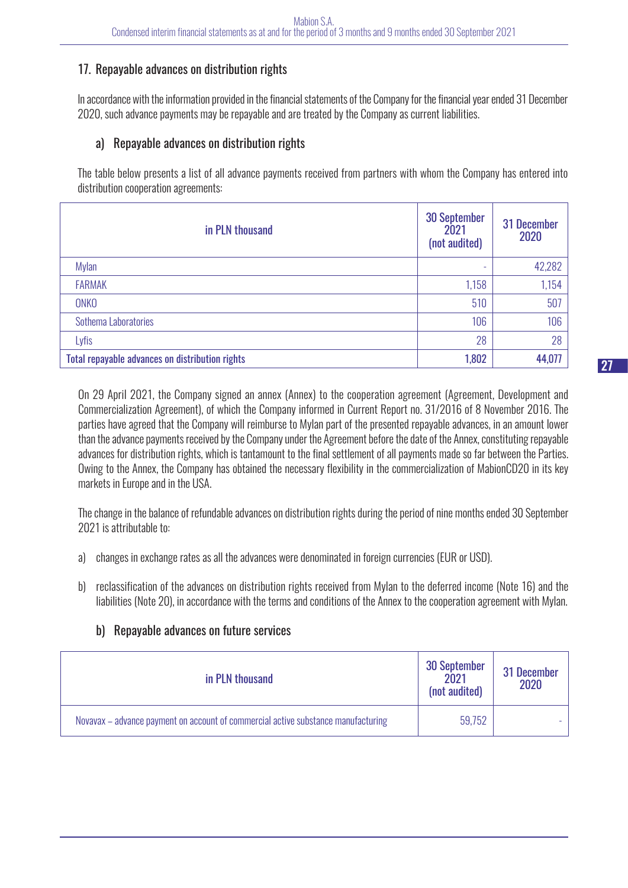## 17. Repayable advances on distribution rights

In accordance with the information provided in the financial statements of the Company for the financial year ended 31 December 2020, such advance payments may be repayable and are treated by the Company as current liabilities.

### a) Repayable advances on distribution rights

The table below presents a list of all advance payments received from partners with whom the Company has entered into distribution cooperation agreements:

| in PLN thousand | 30 September 2021 (not audited) | 31 December 2020 |
|---|---|---|
| Mylan | - | 42,282 |
| FARMAK | 1,158 | 1,154 |
| ONKO | 510 | 507 |
| Sothema Laboratories | 106 | 106 |
| Lyfis | 28 | 28 |
| Total repayable advances on distribution rights | 1,802 | 44,077 |

On 29 April 2021, the Company signed an annex (Annex) to the cooperation agreement (Agreement, Development and Commercialization Agreement), of which the Company informed in Current Report no. 31/2016 of 8 November 2016. The parties have agreed that the Company will reimburse to Mylan part of the presented repayable advances, in an amount lower than the advance payments received by the Company under the Agreement before the date of the Annex, constituting repayable advances for distribution rights, which is tantamount to the final settlement of all payments made so far between the Parties. Owing to the Annex, the Company has obtained the necessary flexibility in the commercialization of MabionCD20 in its key markets in Europe and in the USA.

The change in the balance of refundable advances on distribution rights during the period of nine months ended 30 September 2021 is attributable to:

a) changes in exchange rates as all the advances were denominated in foreign currencies (EUR or USD).

b) reclassification of the advances on distribution rights received from Mylan to the deferred income (Note 16) and the liabilities (Note 20), in accordance with the terms and conditions of the Annex to the cooperation agreement with Mylan.

### b) Repayable advances on future services

| in PLN thousand | 30 September 2021 (not audited) | 31 December 2020 |
|---|---|---|
| Novavax – advance payment on account of commercial active substance manufacturing | 59,752 | - |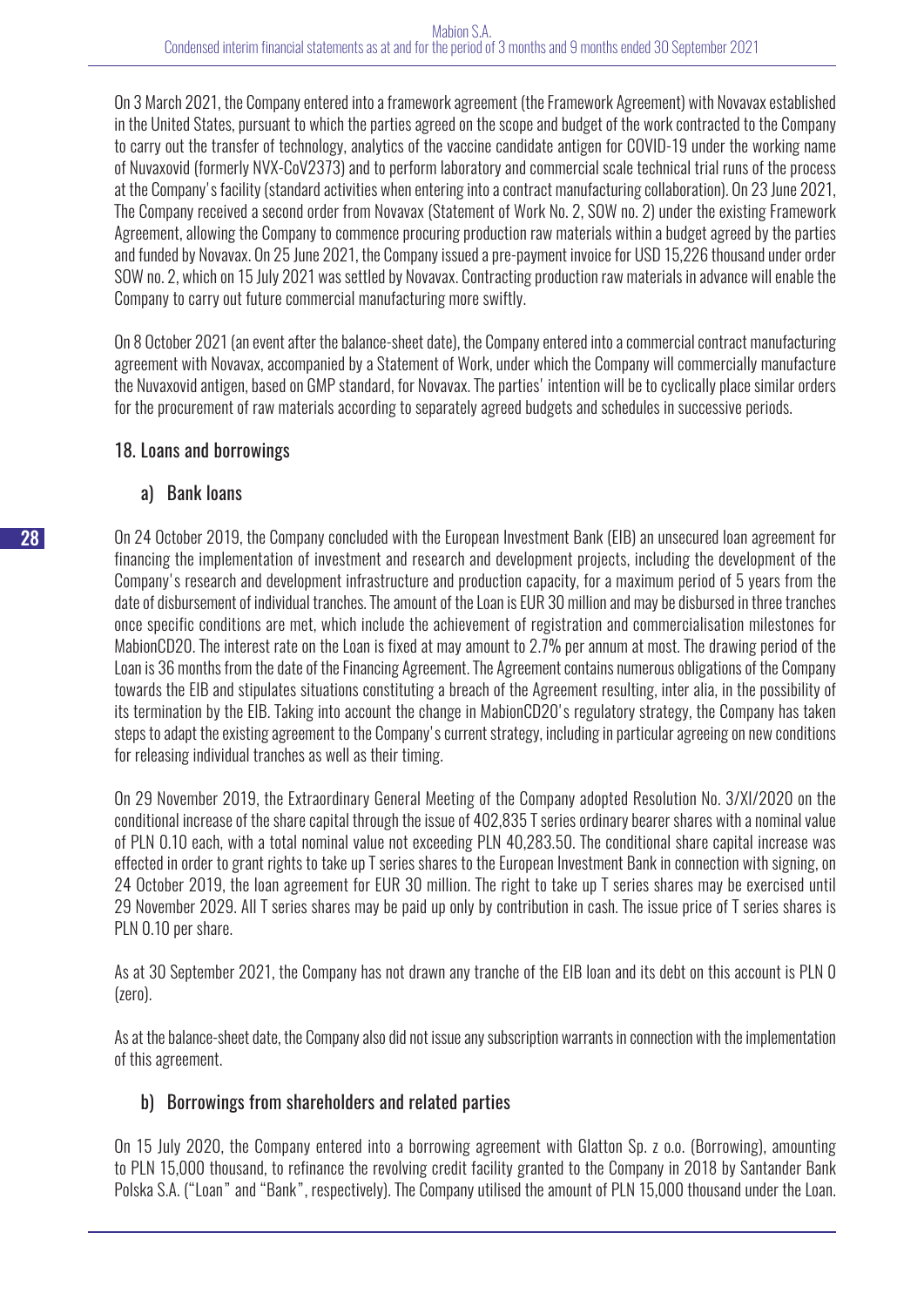On 3 March 2021, the Company entered into a framework agreement (the Framework Agreement) with Novavax established in the United States, pursuant to which the parties agreed on the scope and budget of the work contracted to the Company to carry out the transfer of technology, analytics of the vaccine candidate antigen for COVID-19 under the working name of Nuvaxovid (formerly NVX-CoV2373) and to perform laboratory and commercial scale technical trial runs of the process at the Company's facility (standard activities when entering into a contract manufacturing collaboration). On 23 June 2021, The Company received a second order from Novavax (Statement of Work No. 2, SOW no. 2) under the existing Framework Agreement, allowing the Company to commence procuring production raw materials within a budget agreed by the parties and funded by Novavax. On 25 June 2021, the Company issued a pre-payment invoice for USD 15,226 thousand under order SOW no. 2, which on 15 July 2021 was settled by Novavax. Contracting production raw materials in advance will enable the Company to carry out future commercial manufacturing more swiftly.

On 8 October 2021 (an event after the balance-sheet date), the Company entered into a commercial contract manufacturing agreement with Novavax, accompanied by a Statement of Work, under which the Company will commercially manufacture the Nuvaxovid antigen, based on GMP standard, for Novavax. The parties' intention will be to cyclically place similar orders for the procurement of raw materials according to separately agreed budgets and schedules in successive periods.

## 18. Loans and borrowings

### a) Bank loans

On 24 October 2019, the Company concluded with the European Investment Bank (EIB) an unsecured loan agreement for financing the implementation of investment and research and development projects, including the development of the Company's research and development infrastructure and production capacity, for a maximum period of 5 years from the date of disbursement of individual tranches. The amount of the Loan is EUR 30 million and may be disbursed in three tranches once specific conditions are met, which include the achievement of registration and commercialisation milestones for MabionCD20. The interest rate on the Loan is fixed at may amount to 2.7% per annum at most. The drawing period of the Loan is 36 months from the date of the Financing Agreement. The Agreement contains numerous obligations of the Company towards the EIB and stipulates situations constituting a breach of the Agreement resulting, inter alia, in the possibility of its termination by the EIB. Taking into account the change in MabionCD20's regulatory strategy, the Company has taken steps to adapt the existing agreement to the Company's current strategy, including in particular agreeing on new conditions for releasing individual tranches as well as their timing.

On 29 November 2019, the Extraordinary General Meeting of the Company adopted Resolution No. 3/XI/2020 on the conditional increase of the share capital through the issue of 402,835 T series ordinary bearer shares with a nominal value of PLN 0.10 each, with a total nominal value not exceeding PLN 40,283.50. The conditional share capital increase was effected in order to grant rights to take up T series shares to the European Investment Bank in connection with signing, on 24 October 2019, the loan agreement for EUR 30 million. The right to take up T series shares may be exercised until 29 November 2029. All T series shares may be paid up only by contribution in cash. The issue price of T series shares is PLN 0.10 per share.

As at 30 September 2021, the Company has not drawn any tranche of the EIB loan and its debt on this account is PLN 0 (zero).

As at the balance-sheet date, the Company also did not issue any subscription warrants in connection with the implementation of this agreement.

### b) Borrowings from shareholders and related parties

On 15 July 2020, the Company entered into a borrowing agreement with Glatton Sp. z o.o. (Borrowing), amounting to PLN 15,000 thousand, to refinance the revolving credit facility granted to the Company in 2018 by Santander Bank Polska S.A. ("Loan" and "Bank", respectively). The Company utilised the amount of PLN 15,000 thousand under the Loan.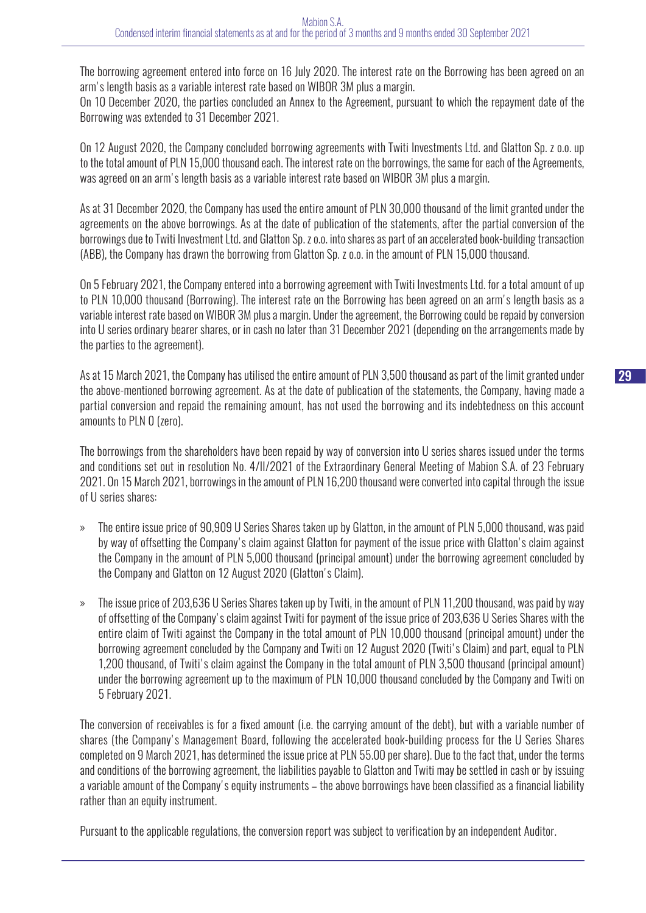The borrowing agreement entered into force on 16 July 2020. The interest rate on the Borrowing has been agreed on an arm's length basis as a variable interest rate based on WIBOR 3M plus a margin.
On 10 December 2020, the parties concluded an Annex to the Agreement, pursuant to which the repayment date of the Borrowing was extended to 31 December 2021.

On 12 August 2020, the Company concluded borrowing agreements with Twiti Investments Ltd. and Glatton Sp. z o.o. up to the total amount of PLN 15,000 thousand each. The interest rate on the borrowings, the same for each of the Agreements, was agreed on an arm's length basis as a variable interest rate based on WIBOR 3M plus a margin.

As at 31 December 2020, the Company has used the entire amount of PLN 30,000 thousand of the limit granted under the agreements on the above borrowings. As at the date of publication of the statements, after the partial conversion of the borrowings due to Twiti Investment Ltd. and Glatton Sp. z o.o. into shares as part of an accelerated book-building transaction (ABB), the Company has drawn the borrowing from Glatton Sp. z o.o. in the amount of PLN 15,000 thousand.

On 5 February 2021, the Company entered into a borrowing agreement with Twiti Investments Ltd. for a total amount of up to PLN 10,000 thousand (Borrowing). The interest rate on the Borrowing has been agreed on an arm's length basis as a variable interest rate based on WIBOR 3M plus a margin. Under the agreement, the Borrowing could be repaid by conversion into U series ordinary bearer shares, or in cash no later than 31 December 2021 (depending on the arrangements made by the parties to the agreement).

As at 15 March 2021, the Company has utilised the entire amount of PLN 3,500 thousand as part of the limit granted under the above-mentioned borrowing agreement. As at the date of publication of the statements, the Company, having made a partial conversion and repaid the remaining amount, has not used the borrowing and its indebtedness on this account amounts to PLN 0 (zero).

The borrowings from the shareholders have been repaid by way of conversion into U series shares issued under the terms and conditions set out in resolution No. 4/II/2021 of the Extraordinary General Meeting of Mabion S.A. of 23 February 2021. On 15 March 2021, borrowings in the amount of PLN 16,200 thousand were converted into capital through the issue of U series shares:

- The entire issue price of 90,909 U Series Shares taken up by Glatton, in the amount of PLN 5,000 thousand, was paid by way of offsetting the Company's claim against Glatton for payment of the issue price with Glatton's claim against the Company in the amount of PLN 5,000 thousand (principal amount) under the borrowing agreement concluded by the Company and Glatton on 12 August 2020 (Glatton's Claim).

- The issue price of 203,636 U Series Shares taken up by Twiti, in the amount of PLN 11,200 thousand, was paid by way of offsetting of the Company's claim against Twiti for payment of the issue price of 203,636 U Series Shares with the entire claim of Twiti against the Company in the total amount of PLN 10,000 thousand (principal amount) under the borrowing agreement concluded by the Company and Twiti on 12 August 2020 (Twiti's Claim) and part, equal to PLN 1,200 thousand, of Twiti's claim against the Company in the total amount of PLN 3,500 thousand (principal amount) under the borrowing agreement up to the maximum of PLN 10,000 thousand concluded by the Company and Twiti on 5 February 2021.

The conversion of receivables is for a fixed amount (i.e. the carrying amount of the debt), but with a variable number of shares (the Company's Management Board, following the accelerated book-building process for the U Series Shares completed on 9 March 2021, has determined the issue price at PLN 55.00 per share). Due to the fact that, under the terms and conditions of the borrowing agreement, the liabilities payable to Glatton and Twiti may be settled in cash or by issuing a variable amount of the Company's equity instruments – the above borrowings have been classified as a financial liability rather than an equity instrument.

Pursuant to the applicable regulations, the conversion report was subject to verification by an independent Auditor.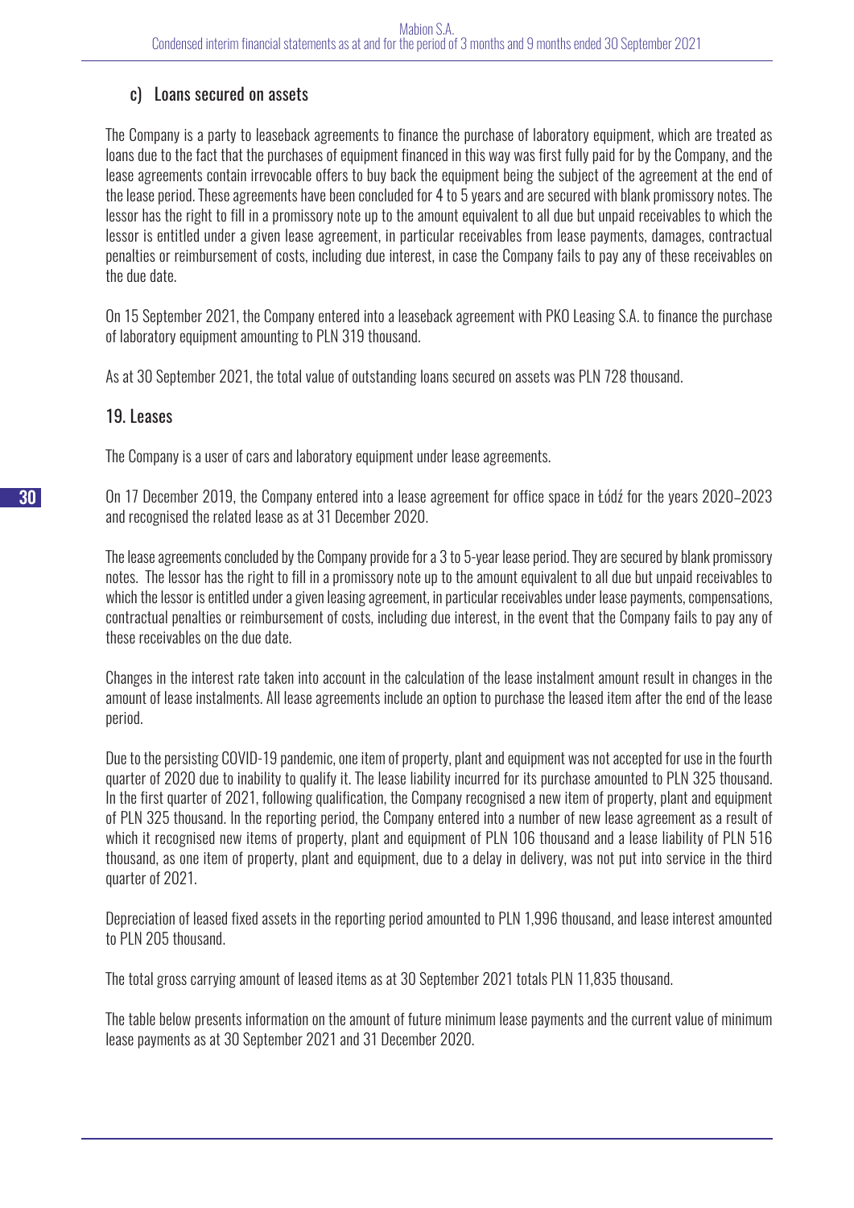### c) Loans secured on assets

The Company is a party to leaseback agreements to finance the purchase of laboratory equipment, which are treated as loans due to the fact that the purchases of equipment financed in this way was first fully paid for by the Company, and the lease agreements contain irrevocable offers to buy back the equipment being the subject of the agreement at the end of the lease period. These agreements have been concluded for 4 to 5 years and are secured with blank promissory notes. The lessor has the right to fill in a promissory note up to the amount equivalent to all due but unpaid receivables to which the lessor is entitled under a given lease agreement, in particular receivables from lease payments, damages, contractual penalties or reimbursement of costs, including due interest, in case the Company fails to pay any of these receivables on the due date.

On 15 September 2021, the Company entered into a leaseback agreement with PKO Leasing S.A. to finance the purchase of laboratory equipment amounting to PLN 319 thousand.

As at 30 September 2021, the total value of outstanding loans secured on assets was PLN 728 thousand.

## 19. Leases

The Company is a user of cars and laboratory equipment under lease agreements.

On 17 December 2019, the Company entered into a lease agreement for office space in Łódź for the years 2020–2023 and recognised the related lease as at 31 December 2020.

The lease agreements concluded by the Company provide for a 3 to 5-year lease period. They are secured by blank promissory notes. The lessor has the right to fill in a promissory note up to the amount equivalent to all due but unpaid receivables to which the lessor is entitled under a given leasing agreement, in particular receivables under lease payments, compensations, contractual penalties or reimbursement of costs, including due interest, in the event that the Company fails to pay any of these receivables on the due date.

Changes in the interest rate taken into account in the calculation of the lease instalment amount result in changes in the amount of lease instalments. All lease agreements include an option to purchase the leased item after the end of the lease period.

Due to the persisting COVID-19 pandemic, one item of property, plant and equipment was not accepted for use in the fourth quarter of 2020 due to inability to qualify it. The lease liability incurred for its purchase amounted to PLN 325 thousand. In the first quarter of 2021, following qualification, the Company recognised a new item of property, plant and equipment of PLN 325 thousand. In the reporting period, the Company entered into a number of new lease agreement as a result of which it recognised new items of property, plant and equipment of PLN 106 thousand and a lease liability of PLN 516 thousand, as one item of property, plant and equipment, due to a delay in delivery, was not put into service in the third quarter of 2021.

Depreciation of leased fixed assets in the reporting period amounted to PLN 1,996 thousand, and lease interest amounted to PLN 205 thousand.

The total gross carrying amount of leased items as at 30 September 2021 totals PLN 11,835 thousand.

The table below presents information on the amount of future minimum lease payments and the current value of minimum lease payments as at 30 September 2021 and 31 December 2020.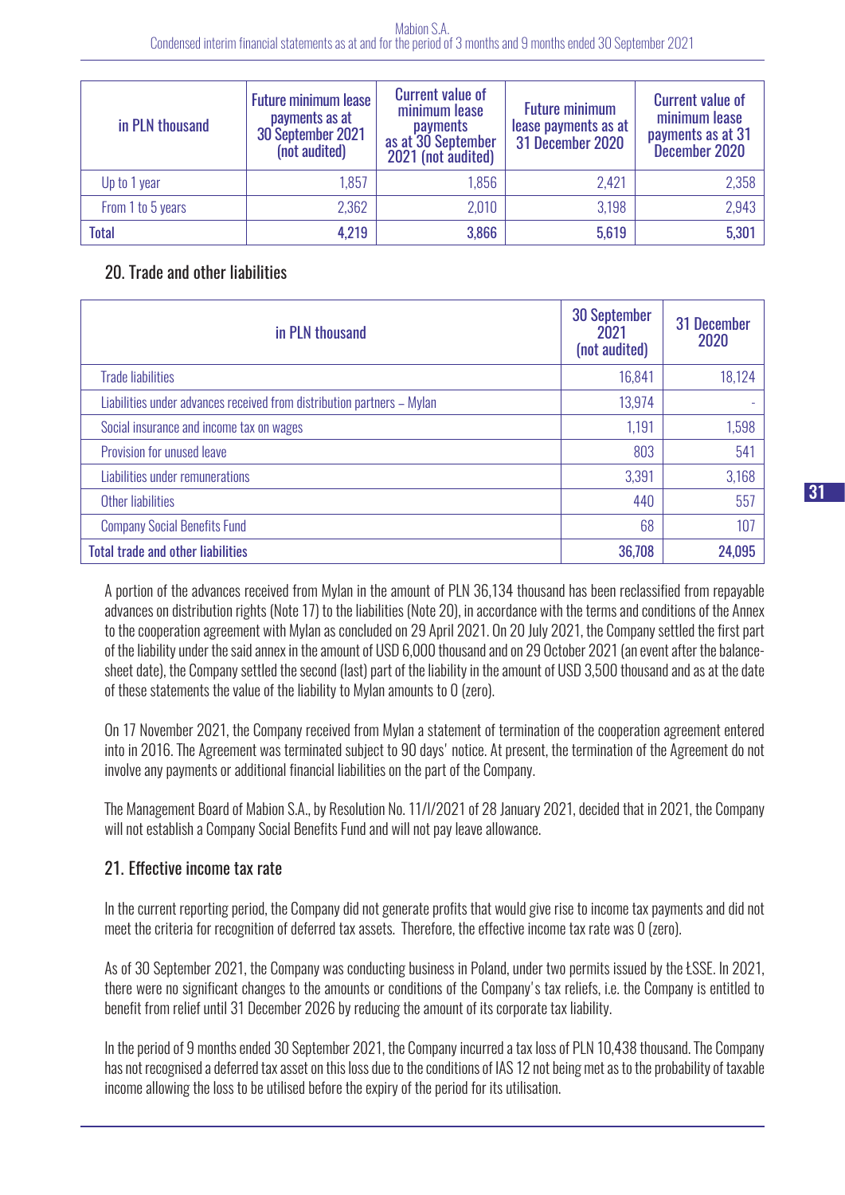| in PLN thousand | Future minimum lease payments as at 30 September 2021 (not audited) | Current value of minimum lease payments as at 30 September 2021 (not audited) | Future minimum lease payments as at 31 December 2020 | Current value of minimum lease payments as at 31 December 2020 |
|---|---|---|---|---|
| Up to 1 year | 1,857 | 1,856 | 2,421 | 2,358 |
| From 1 to 5 years | 2,362 | 2,010 | 3,198 | 2,943 |
| **Total** | **4,219** | **3,866** | **5,619** | **5,301** |

## 20. Trade and other liabilities

| in PLN thousand | 30 September 2021 (not audited) | 31 December 2020 |
|---|---|---|
| Trade liabilities | 16,841 | 18,124 |
| Liabilities under advances received from distribution partners – Mylan | 13,974 | - |
| Social insurance and income tax on wages | 1,191 | 1,598 |
| Provision for unused leave | 803 | 541 |
| Liabilities under remunerations | 3,391 | 3,168 |
| Other liabilities | 440 | 557 |
| Company Social Benefits Fund | 68 | 107 |
| **Total trade and other liabilities** | **36,708** | **24,095** |

A portion of the advances received from Mylan in the amount of PLN 36,134 thousand has been reclassified from repayable advances on distribution rights (Note 17) to the liabilities (Note 20), in accordance with the terms and conditions of the Annex to the cooperation agreement with Mylan as concluded on 29 April 2021. On 20 July 2021, the Company settled the first part of the liability under the said annex in the amount of USD 6,000 thousand and on 29 October 2021 (an event after the balance-sheet date), the Company settled the second (last) part of the liability in the amount of USD 3,500 thousand and as at the date of these statements the value of the liability to Mylan amounts to 0 (zero).

On 17 November 2021, the Company received from Mylan a statement of termination of the cooperation agreement entered into in 2016. The Agreement was terminated subject to 90 days' notice. At present, the termination of the Agreement do not involve any payments or additional financial liabilities on the part of the Company.

The Management Board of Mabion S.A., by Resolution No. 11/I/2021 of 28 January 2021, decided that in 2021, the Company will not establish a Company Social Benefits Fund and will not pay leave allowance.

## 21. Effective income tax rate

In the current reporting period, the Company did not generate profits that would give rise to income tax payments and did not meet the criteria for recognition of deferred tax assets. Therefore, the effective income tax rate was 0 (zero).

As of 30 September 2021, the Company was conducting business in Poland, under two permits issued by the ŁSSE. In 2021, there were no significant changes to the amounts or conditions of the Company's tax reliefs, i.e. the Company is entitled to benefit from relief until 31 December 2026 by reducing the amount of its corporate tax liability.

In the period of 9 months ended 30 September 2021, the Company incurred a tax loss of PLN 10,438 thousand. The Company has not recognised a deferred tax asset on this loss due to the conditions of IAS 12 not being met as to the probability of taxable income allowing the loss to be utilised before the expiry of the period for its utilisation.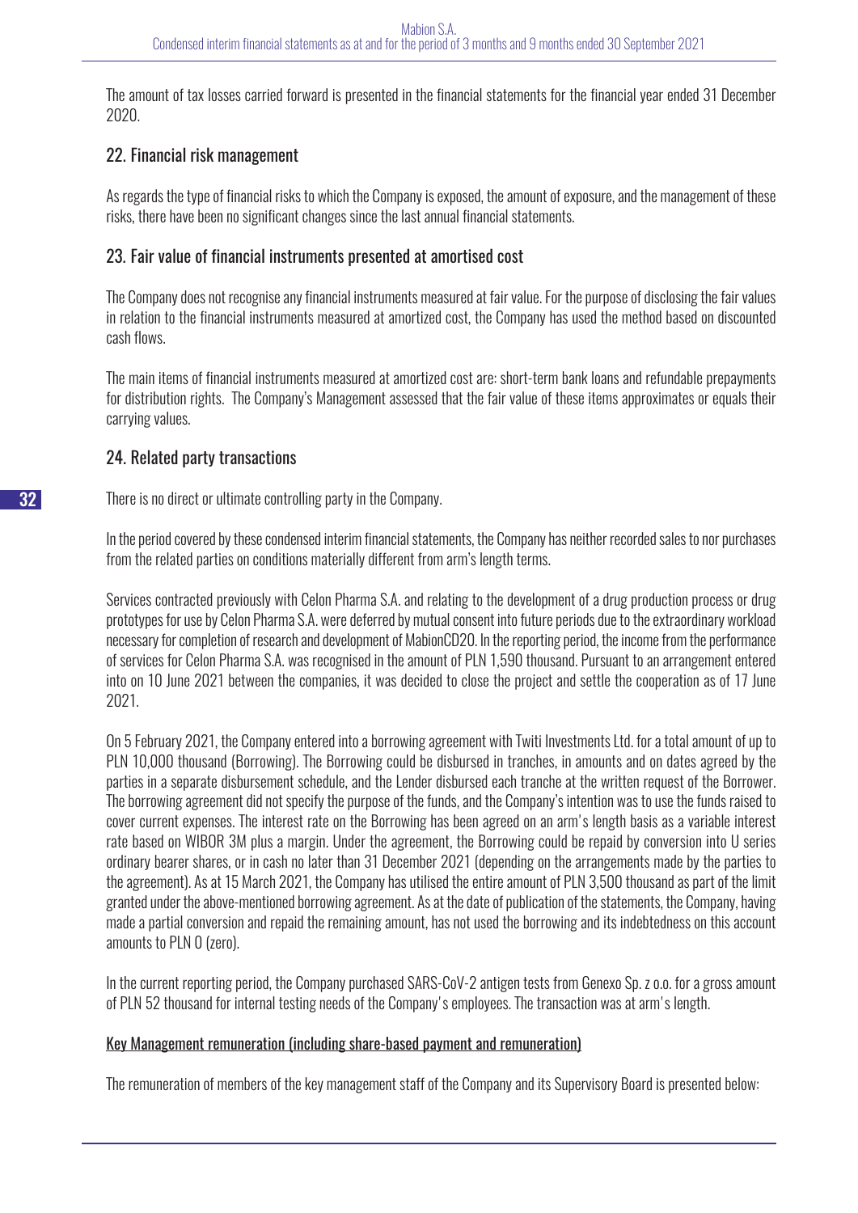The amount of tax losses carried forward is presented in the financial statements for the financial year ended 31 December 2020.

## 22. Financial risk management

As regards the type of financial risks to which the Company is exposed, the amount of exposure, and the management of these risks, there have been no significant changes since the last annual financial statements.

## 23. Fair value of financial instruments presented at amortised cost

The Company does not recognise any financial instruments measured at fair value. For the purpose of disclosing the fair values in relation to the financial instruments measured at amortized cost, the Company has used the method based on discounted cash flows.

The main items of financial instruments measured at amortized cost are: short-term bank loans and refundable prepayments for distribution rights. The Company's Management assessed that the fair value of these items approximates or equals their carrying values.

## 24. Related party transactions

There is no direct or ultimate controlling party in the Company.

In the period covered by these condensed interim financial statements, the Company has neither recorded sales to nor purchases from the related parties on conditions materially different from arm's length terms.

Services contracted previously with Celon Pharma S.A. and relating to the development of a drug production process or drug prototypes for use by Celon Pharma S.A. were deferred by mutual consent into future periods due to the extraordinary workload necessary for completion of research and development of MabionCD20. In the reporting period, the income from the performance of services for Celon Pharma S.A. was recognised in the amount of PLN 1,590 thousand. Pursuant to an arrangement entered into on 10 June 2021 between the companies, it was decided to close the project and settle the cooperation as of 17 June 2021.

On 5 February 2021, the Company entered into a borrowing agreement with Twiti Investments Ltd. for a total amount of up to PLN 10,000 thousand (Borrowing). The Borrowing could be disbursed in tranches, in amounts and on dates agreed by the parties in a separate disbursement schedule, and the Lender disbursed each tranche at the written request of the Borrower. The borrowing agreement did not specify the purpose of the funds, and the Company's intention was to use the funds raised to cover current expenses. The interest rate on the Borrowing has been agreed on an arm's length basis as a variable interest rate based on WIBOR 3M plus a margin. Under the agreement, the Borrowing could be repaid by conversion into U series ordinary bearer shares, or in cash no later than 31 December 2021 (depending on the arrangements made by the parties to the agreement). As at 15 March 2021, the Company has utilised the entire amount of PLN 3,500 thousand as part of the limit granted under the above-mentioned borrowing agreement. As at the date of publication of the statements, the Company, having made a partial conversion and repaid the remaining amount, has not used the borrowing and its indebtedness on this account amounts to PLN 0 (zero).

In the current reporting period, the Company purchased SARS-CoV-2 antigen tests from Genexo Sp. z o.o. for a gross amount of PLN 52 thousand for internal testing needs of the Company's employees. The transaction was at arm's length.

Key Management remuneration (including share-based payment and remuneration)

The remuneration of members of the key management staff of the Company and its Supervisory Board is presented below: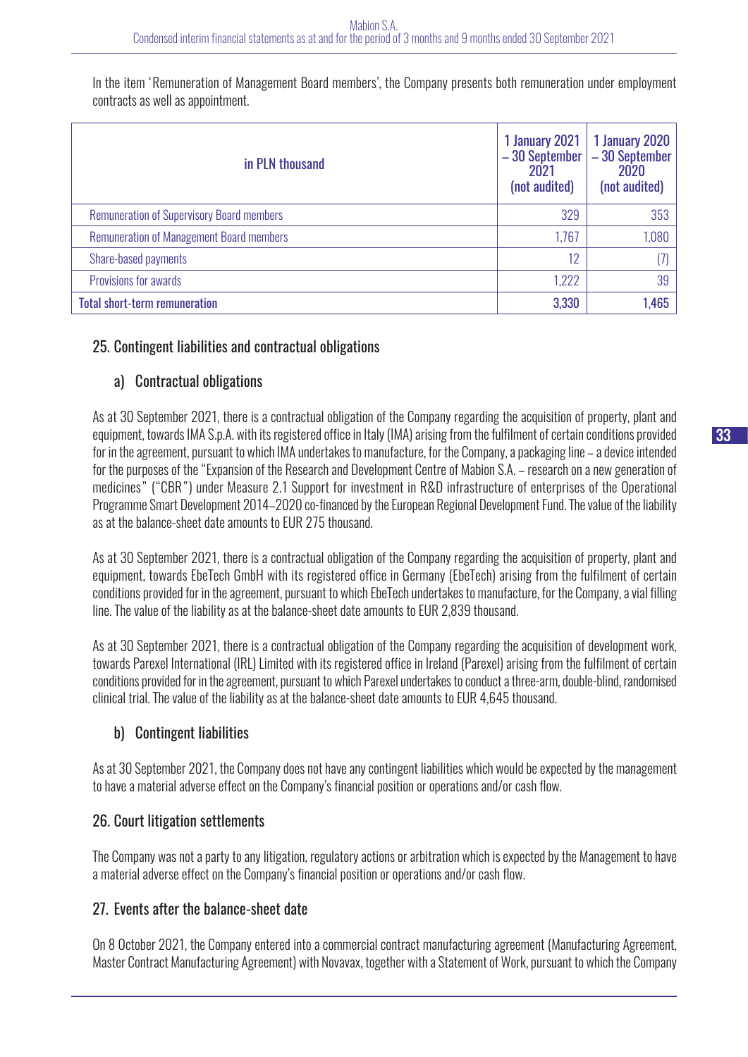In the item 'Remuneration of Management Board members', the Company presents both remuneration under employment contracts as well as appointment.

| in PLN thousand | 1 January 2021 – 30 September 2021 (not audited) | 1 January 2020 – 30 September 2020 (not audited) |
|---|---|---|
| Remuneration of Supervisory Board members | 329 | 353 |
| Remuneration of Management Board members | 1,767 | 1,080 |
| Share-based payments | 12 | (7) |
| Provisions for awards | 1,222 | 39 |
| **Total short-term remuneration** | **3,330** | **1,465** |

## 25. Contingent liabilities and contractual obligations

### a) Contractual obligations

As at 30 September 2021, there is a contractual obligation of the Company regarding the acquisition of property, plant and equipment, towards IMA S.p.A. with its registered office in Italy (IMA) arising from the fulfilment of certain conditions provided for in the agreement, pursuant to which IMA undertakes to manufacture, for the Company, a packaging line – a device intended for the purposes of the "Expansion of the Research and Development Centre of Mabion S.A. – research on a new generation of medicines" ("CBR") under Measure 2.1 Support for investment in R&D infrastructure of enterprises of the Operational Programme Smart Development 2014–2020 co-financed by the European Regional Development Fund. The value of the liability as at the balance-sheet date amounts to EUR 275 thousand.

As at 30 September 2021, there is a contractual obligation of the Company regarding the acquisition of property, plant and equipment, towards EbeTech GmbH with its registered office in Germany (EbeTech) arising from the fulfilment of certain conditions provided for in the agreement, pursuant to which EbeTech undertakes to manufacture, for the Company, a vial filling line. The value of the liability as at the balance-sheet date amounts to EUR 2,839 thousand.

As at 30 September 2021, there is a contractual obligation of the Company regarding the acquisition of development work, towards Parexel International (IRL) Limited with its registered office in Ireland (Parexel) arising from the fulfilment of certain conditions provided for in the agreement, pursuant to which Parexel undertakes to conduct a three-arm, double-blind, randomised clinical trial. The value of the liability as at the balance-sheet date amounts to EUR 4,645 thousand.

### b) Contingent liabilities

As at 30 September 2021, the Company does not have any contingent liabilities which would be expected by the management to have a material adverse effect on the Company's financial position or operations and/or cash flow.

## 26. Court litigation settlements

The Company was not a party to any litigation, regulatory actions or arbitration which is expected by the Management to have a material adverse effect on the Company's financial position or operations and/or cash flow.

## 27. Events after the balance-sheet date

On 8 October 2021, the Company entered into a commercial contract manufacturing agreement (Manufacturing Agreement, Master Contract Manufacturing Agreement) with Novavax, together with a Statement of Work, pursuant to which the Company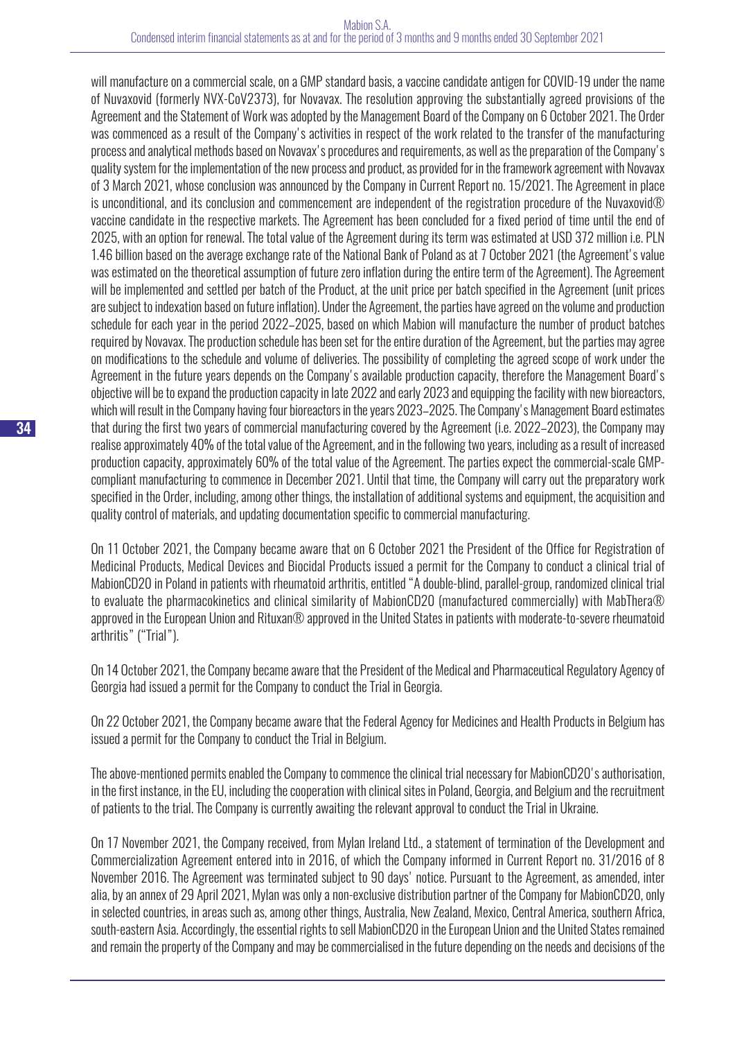will manufacture on a commercial scale, on a GMP standard basis, a vaccine candidate antigen for COVID-19 under the name of Nuvaxovid (formerly NVX-CoV2373), for Novavax. The resolution approving the substantially agreed provisions of the Agreement and the Statement of Work was adopted by the Management Board of the Company on 6 October 2021. The Order was commenced as a result of the Company's activities in respect of the work related to the transfer of the manufacturing process and analytical methods based on Novavax's procedures and requirements, as well as the preparation of the Company's quality system for the implementation of the new process and product, as provided for in the framework agreement with Novavax of 3 March 2021, whose conclusion was announced by the Company in Current Report no. 15/2021. The Agreement in place is unconditional, and its conclusion and commencement are independent of the registration procedure of the Nuvaxovid® vaccine candidate in the respective markets. The Agreement has been concluded for a fixed period of time until the end of 2025, with an option for renewal. The total value of the Agreement during its term was estimated at USD 372 million i.e. PLN 1.46 billion based on the average exchange rate of the National Bank of Poland as at 7 October 2021 (the Agreement's value was estimated on the theoretical assumption of future zero inflation during the entire term of the Agreement). The Agreement will be implemented and settled per batch of the Product, at the unit price per batch specified in the Agreement (unit prices are subject to indexation based on future inflation). Under the Agreement, the parties have agreed on the volume and production schedule for each year in the period 2022–2025, based on which Mabion will manufacture the number of product batches required by Novavax. The production schedule has been set for the entire duration of the Agreement, but the parties may agree on modifications to the schedule and volume of deliveries. The possibility of completing the agreed scope of work under the Agreement in the future years depends on the Company's available production capacity, therefore the Management Board's objective will be to expand the production capacity in late 2022 and early 2023 and equipping the facility with new bioreactors, which will result in the Company having four bioreactors in the years 2023–2025. The Company's Management Board estimates that during the first two years of commercial manufacturing covered by the Agreement (i.e. 2022–2023), the Company may realise approximately 40% of the total value of the Agreement, and in the following two years, including as a result of increased production capacity, approximately 60% of the total value of the Agreement. The parties expect the commercial-scale GMP-compliant manufacturing to commence in December 2021. Until that time, the Company will carry out the preparatory work specified in the Order, including, among other things, the installation of additional systems and equipment, the acquisition and quality control of materials, and updating documentation specific to commercial manufacturing.

On 11 October 2021, the Company became aware that on 6 October 2021 the President of the Office for Registration of Medicinal Products, Medical Devices and Biocidal Products issued a permit for the Company to conduct a clinical trial of MabionCD20 in Poland in patients with rheumatoid arthritis, entitled "A double-blind, parallel-group, randomized clinical trial to evaluate the pharmacokinetics and clinical similarity of MabionCD20 (manufactured commercially) with MabThera® approved in the European Union and Rituxan® approved in the United States in patients with moderate-to-severe rheumatoid arthritis" ("Trial").

On 14 October 2021, the Company became aware that the President of the Medical and Pharmaceutical Regulatory Agency of Georgia had issued a permit for the Company to conduct the Trial in Georgia.

On 22 October 2021, the Company became aware that the Federal Agency for Medicines and Health Products in Belgium has issued a permit for the Company to conduct the Trial in Belgium.

The above-mentioned permits enabled the Company to commence the clinical trial necessary for MabionCD20's authorisation, in the first instance, in the EU, including the cooperation with clinical sites in Poland, Georgia, and Belgium and the recruitment of patients to the trial. The Company is currently awaiting the relevant approval to conduct the Trial in Ukraine.

On 17 November 2021, the Company received, from Mylan Ireland Ltd., a statement of termination of the Development and Commercialization Agreement entered into in 2016, of which the Company informed in Current Report no. 31/2016 of 8 November 2016. The Agreement was terminated subject to 90 days' notice. Pursuant to the Agreement, as amended, inter alia, by an annex of 29 April 2021, Mylan was only a non-exclusive distribution partner of the Company for MabionCD20, only in selected countries, in areas such as, among other things, Australia, New Zealand, Mexico, Central America, southern Africa, south-eastern Asia. Accordingly, the essential rights to sell MabionCD20 in the European Union and the United States remained and remain the property of the Company and may be commercialised in the future depending on the needs and decisions of the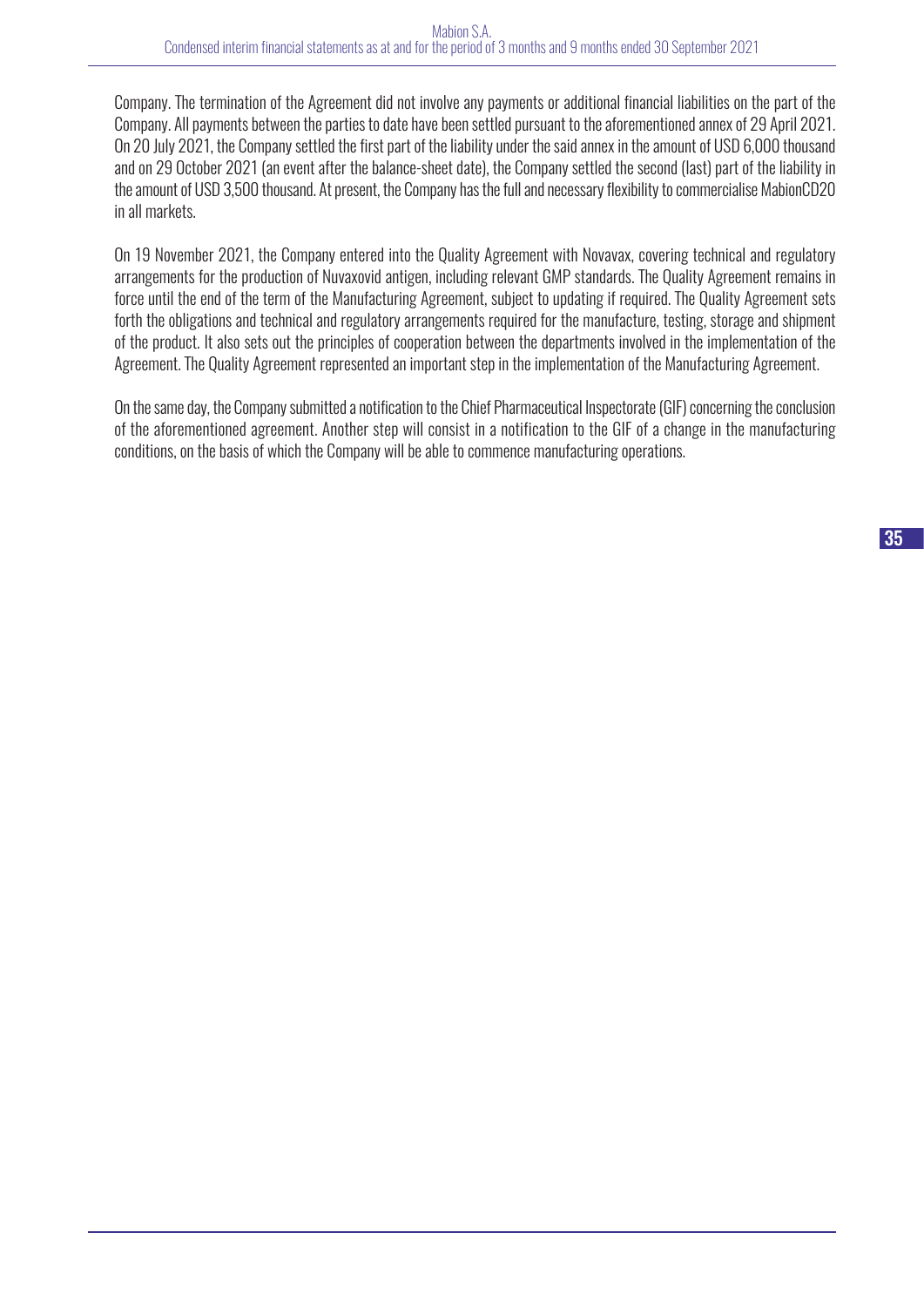Company. The termination of the Agreement did not involve any payments or additional financial liabilities on the part of the Company. All payments between the parties to date have been settled pursuant to the aforementioned annex of 29 April 2021. On 20 July 2021, the Company settled the first part of the liability under the said annex in the amount of USD 6,000 thousand and on 29 October 2021 (an event after the balance-sheet date), the Company settled the second (last) part of the liability in the amount of USD 3,500 thousand. At present, the Company has the full and necessary flexibility to commercialise MabionCD20 in all markets.

On 19 November 2021, the Company entered into the Quality Agreement with Novavax, covering technical and regulatory arrangements for the production of Nuvaxovid antigen, including relevant GMP standards. The Quality Agreement remains in force until the end of the term of the Manufacturing Agreement, subject to updating if required. The Quality Agreement sets forth the obligations and technical and regulatory arrangements required for the manufacture, testing, storage and shipment of the product. It also sets out the principles of cooperation between the departments involved in the implementation of the Agreement. The Quality Agreement represented an important step in the implementation of the Manufacturing Agreement.

On the same day, the Company submitted a notification to the Chief Pharmaceutical Inspectorate (GIF) concerning the conclusion of the aforementioned agreement. Another step will consist in a notification to the GIF of a change in the manufacturing conditions, on the basis of which the Company will be able to commence manufacturing operations.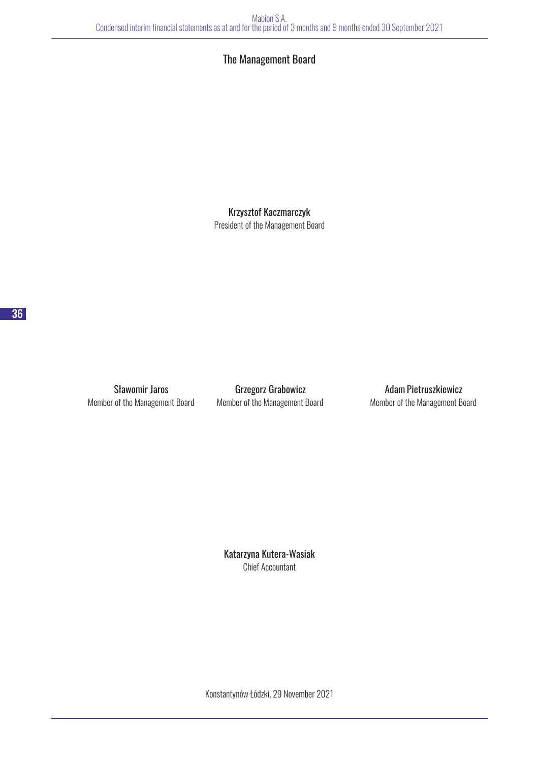The Management Board

Krzysztof Kaczmarczyk
President of the Management Board

Sławomir Jaros
Member of the Management Board

Grzegorz Grabowicz
Member of the Management Board

Adam Pietruszkiewicz
Member of the Management Board

Katarzyna Kutera-Wasiak
Chief Accountant

Konstantynów Łódzki, 29 November 2021